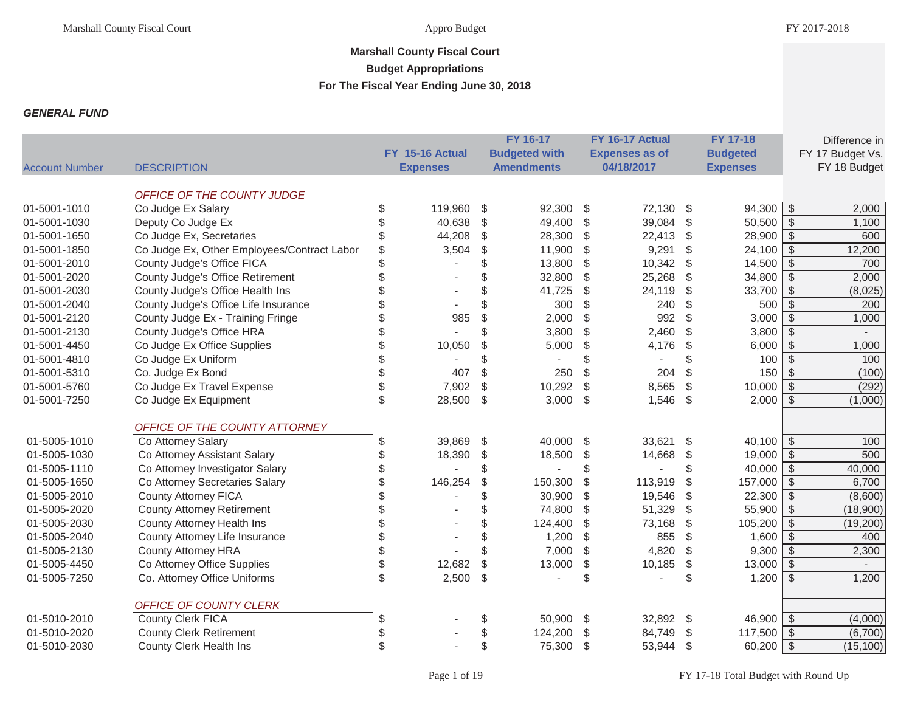## Marshall County Fiscal Court

## Budget Appropriations

## For The Fiscal Year Ending June 30, 2018

***GENERAL FUND***

| Account Number | DESCRIPTION | FY 15-16 Actual Expenses | FY 16-17 Budgeted with Amendments | FY 16-17 Actual Expenses as of 04/18/2017 | FY 17-18 Budgeted Expenses | Difference in FY 17 Budget Vs. FY 18 Budget |
|---|---|---|---|---|---|---|
| | *OFFICE OF THE COUNTY JUDGE* | | | | | |
| 01-5001-1010 | Co Judge Ex Salary | $ 119,960 | $ 92,300 | $ 72,130 | $ 94,300 | $ 2,000 |
| 01-5001-1030 | Deputy Co Judge Ex | $ 40,638 | $ 49,400 | $ 39,084 | $ 50,500 | $ 1,100 |
| 01-5001-1650 | Co Judge Ex, Secretaries | $ 44,208 | $ 28,300 | $ 22,413 | $ 28,900 | $ 600 |
| 01-5001-1850 | Co Judge Ex, Other Employees/Contract Labor | $ 3,504 | $ 11,900 | $ 9,291 | $ 24,100 | $ 12,200 |
| 01-5001-2010 | County Judge's Office FICA | $ - | $ 13,800 | $ 10,342 | $ 14,500 | $ 700 |
| 01-5001-2020 | County Judge's Office Retirement | $ - | $ 32,800 | $ 25,268 | $ 34,800 | $ 2,000 |
| 01-5001-2030 | County Judge's Office Health Ins | $ - | $ 41,725 | $ 24,119 | $ 33,700 | $ (8,025) |
| 01-5001-2040 | County Judge's Office Life Insurance | $ - | $ 300 | $ 240 | $ 500 | $ 200 |
| 01-5001-2120 | County Judge Ex - Training Fringe | $ 985 | $ 2,000 | $ 992 | $ 3,000 | $ 1,000 |
| 01-5001-2130 | County Judge's Office HRA | $ - | $ 3,800 | $ 2,460 | $ 3,800 | $ - |
| 01-5001-4450 | Co Judge Ex Office Supplies | $ 10,050 | $ 5,000 | $ 4,176 | $ 6,000 | $ 1,000 |
| 01-5001-4810 | Co Judge Ex Uniform | $ - | $ - | $ - | $ 100 | $ 100 |
| 01-5001-5310 | Co. Judge Ex Bond | $ 407 | $ 250 | $ 204 | $ 150 | $ (100) |
| 01-5001-5760 | Co Judge Ex Travel Expense | $ 7,902 | $ 10,292 | $ 8,565 | $ 10,000 | $ (292) |
| 01-5001-7250 | Co Judge Ex Equipment | $ 28,500 | $ 3,000 | $ 1,546 | $ 2,000 | $ (1,000) |
| | *OFFICE OF THE COUNTY ATTORNEY* | | | | | |
| 01-5005-1010 | Co Attorney Salary | $ 39,869 | $ 40,000 | $ 33,621 | $ 40,100 | $ 100 |
| 01-5005-1030 | Co Attorney Assistant Salary | $ 18,390 | $ 18,500 | $ 14,668 | $ 19,000 | $ 500 |
| 01-5005-1110 | Co Attorney Investigator Salary | $ - | $ - | $ - | $ 40,000 | $ 40,000 |
| 01-5005-1650 | Co Attorney Secretaries Salary | $ 146,254 | $ 150,300 | $ 113,919 | $ 157,000 | $ 6,700 |
| 01-5005-2010 | County Attorney FICA | $ - | $ 30,900 | $ 19,546 | $ 22,300 | $ (8,600) |
| 01-5005-2020 | County Attorney Retirement | $ - | $ 74,800 | $ 51,329 | $ 55,900 | $ (18,900) |
| 01-5005-2030 | County Attorney Health Ins | $ - | $ 124,400 | $ 73,168 | $ 105,200 | $ (19,200) |
| 01-5005-2040 | County Attorney Life Insurance | $ - | $ 1,200 | $ 855 | $ 1,600 | $ 400 |
| 01-5005-2130 | County Attorney HRA | $ - | $ 7,000 | $ 4,820 | $ 9,300 | $ 2,300 |
| 01-5005-4450 | Co Attorney Office Supplies | $ 12,682 | $ 13,000 | $ 10,185 | $ 13,000 | $ - |
| 01-5005-7250 | Co. Attorney Office Uniforms | $ 2,500 | $ - | $ - | $ 1,200 | $ 1,200 |
| | *OFFICE OF COUNTY CLERK* | | | | | |
| 01-5010-2010 | County Clerk FICA | $ - | $ 50,900 | $ 32,892 | $ 46,900 | $ (4,000) |
| 01-5010-2020 | County Clerk Retirement | $ - | $ 124,200 | $ 84,749 | $ 117,500 | $ (6,700) |
| 01-5010-2030 | County Clerk Health Ins | $ - | $ 75,300 | $ 53,944 | $ 60,200 | $ (15,100) |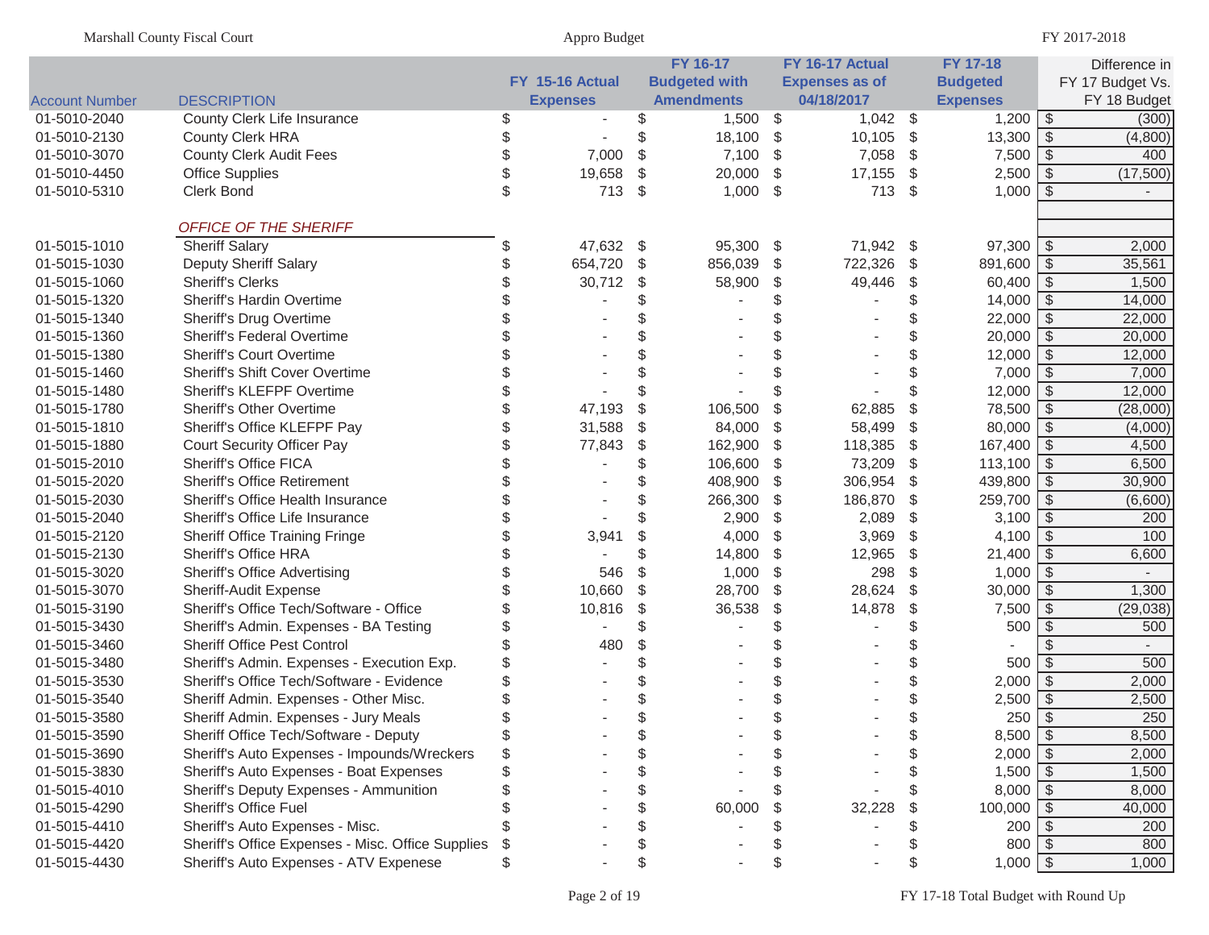| Account Number | DESCRIPTION | FY 15-16 Actual Expenses | FY 16-17 Budgeted with Amendments | FY 16-17 Actual Expenses as of 04/18/2017 | FY 17-18 Budgeted Expenses | Difference in FY 17 Budget Vs. FY 18 Budget |
|---|---|---|---|---|---|---|
| 01-5010-2040 | County Clerk Life Insurance | $ - | $ 1,500 | $ 1,042 | $ 1,200 | $ (300) |
| 01-5010-2130 | County Clerk HRA | $ - | $ 18,100 | $ 10,105 | $ 13,300 | $ (4,800) |
| 01-5010-3070 | County Clerk Audit Fees | $ 7,000 | $ 7,100 | $ 7,058 | $ 7,500 | $ 400 |
| 01-5010-4450 | Office Supplies | $ 19,658 | $ 20,000 | $ 17,155 | $ 2,500 | $ (17,500) |
| 01-5010-5310 | Clerk Bond | $ 713 | $ 1,000 | $ 713 | $ 1,000 | $ - |
| | *OFFICE OF THE SHERIFF* | | | | | |
| 01-5015-1010 | Sheriff Salary | $ 47,632 | $ 95,300 | $ 71,942 | $ 97,300 | $ 2,000 |
| 01-5015-1030 | Deputy Sheriff Salary | $ 654,720 | $ 856,039 | $ 722,326 | $ 891,600 | $ 35,561 |
| 01-5015-1060 | Sheriff's Clerks | $ 30,712 | $ 58,900 | $ 49,446 | $ 60,400 | $ 1,500 |
| 01-5015-1320 | Sheriff's Hardin Overtime | $ - | $ - | $ - | $ 14,000 | $ 14,000 |
| 01-5015-1340 | Sheriff's Drug Overtime | $ - | $ - | $ - | $ 22,000 | $ 22,000 |
| 01-5015-1360 | Sheriff's Federal Overtime | $ - | $ - | $ - | $ 20,000 | $ 20,000 |
| 01-5015-1380 | Sheriff's Court Overtime | $ - | $ - | $ - | $ 12,000 | $ 12,000 |
| 01-5015-1460 | Sheriff's Shift Cover Overtime | $ - | $ - | $ - | $ 7,000 | $ 7,000 |
| 01-5015-1480 | Sheriff's KLEFPF Overtime | $ - | $ - | $ - | $ 12,000 | $ 12,000 |
| 01-5015-1780 | Sheriff's Other Overtime | $ 47,193 | $ 106,500 | $ 62,885 | $ 78,500 | $ (28,000) |
| 01-5015-1810 | Sheriff's Office KLEFPF Pay | $ 31,588 | $ 84,000 | $ 58,499 | $ 80,000 | $ (4,000) |
| 01-5015-1880 | Court Security Officer Pay | $ 77,843 | $ 162,900 | $ 118,385 | $ 167,400 | $ 4,500 |
| 01-5015-2010 | Sheriff's Office FICA | $ - | $ 106,600 | $ 73,209 | $ 113,100 | $ 6,500 |
| 01-5015-2020 | Sheriff's Office Retirement | $ - | $ 408,900 | $ 306,954 | $ 439,800 | $ 30,900 |
| 01-5015-2030 | Sheriff's Office Health Insurance | $ - | $ 266,300 | $ 186,870 | $ 259,700 | $ (6,600) |
| 01-5015-2040 | Sheriff's Office Life Insurance | $ - | $ 2,900 | $ 2,089 | $ 3,100 | $ 200 |
| 01-5015-2120 | Sheriff Office Training Fringe | $ 3,941 | $ 4,000 | $ 3,969 | $ 4,100 | $ 100 |
| 01-5015-2130 | Sheriff's Office HRA | $ - | $ 14,800 | $ 12,965 | $ 21,400 | $ 6,600 |
| 01-5015-3020 | Sheriff's Office Advertising | $ 546 | $ 1,000 | $ 298 | $ 1,000 | $ - |
| 01-5015-3070 | Sheriff-Audit Expense | $ 10,660 | $ 28,700 | $ 28,624 | $ 30,000 | $ 1,300 |
| 01-5015-3190 | Sheriff's Office Tech/Software - Office | $ 10,816 | $ 36,538 | $ 14,878 | $ 7,500 | $ (29,038) |
| 01-5015-3430 | Sheriff's Admin. Expenses - BA Testing | $ - | $ - | $ - | $ 500 | $ 500 |
| 01-5015-3460 | Sheriff Office Pest Control | $ 480 | $ - | $ - | $ - | $ - |
| 01-5015-3480 | Sheriff's Admin. Expenses - Execution Exp. | $ - | $ - | $ - | $ 500 | $ 500 |
| 01-5015-3530 | Sheriff's Office Tech/Software - Evidence | $ - | $ - | $ - | $ 2,000 | $ 2,000 |
| 01-5015-3540 | Sheriff Admin. Expenses - Other Misc. | $ - | $ - | $ - | $ 2,500 | $ 2,500 |
| 01-5015-3580 | Sheriff Admin. Expenses - Jury Meals | $ - | $ - | $ - | $ 250 | $ 250 |
| 01-5015-3590 | Sheriff Office Tech/Software - Deputy | $ - | $ - | $ - | $ 8,500 | $ 8,500 |
| 01-5015-3690 | Sheriff's Auto Expenses - Impounds/Wreckers | $ - | $ - | $ - | $ 2,000 | $ 2,000 |
| 01-5015-3830 | Sheriff's Auto Expenses - Boat Expenses | $ - | $ - | $ - | $ 1,500 | $ 1,500 |
| 01-5015-4010 | Sheriff's Deputy Expenses - Ammunition | $ - | $ - | $ - | $ 8,000 | $ 8,000 |
| 01-5015-4290 | Sheriff's Office Fuel | $ - | $ 60,000 | $ 32,228 | $ 100,000 | $ 40,000 |
| 01-5015-4410 | Sheriff's Auto Expenses - Misc. | $ - | $ - | $ - | $ 200 | $ 200 |
| 01-5015-4420 | Sheriff's Office Expenses - Misc. Office Supplies | $ - | $ - | $ - | $ 800 | $ 800 |
| 01-5015-4430 | Sheriff's Auto Expenses - ATV Expenese | $ - | $ - | $ - | $ 1,000 | $ 1,000 |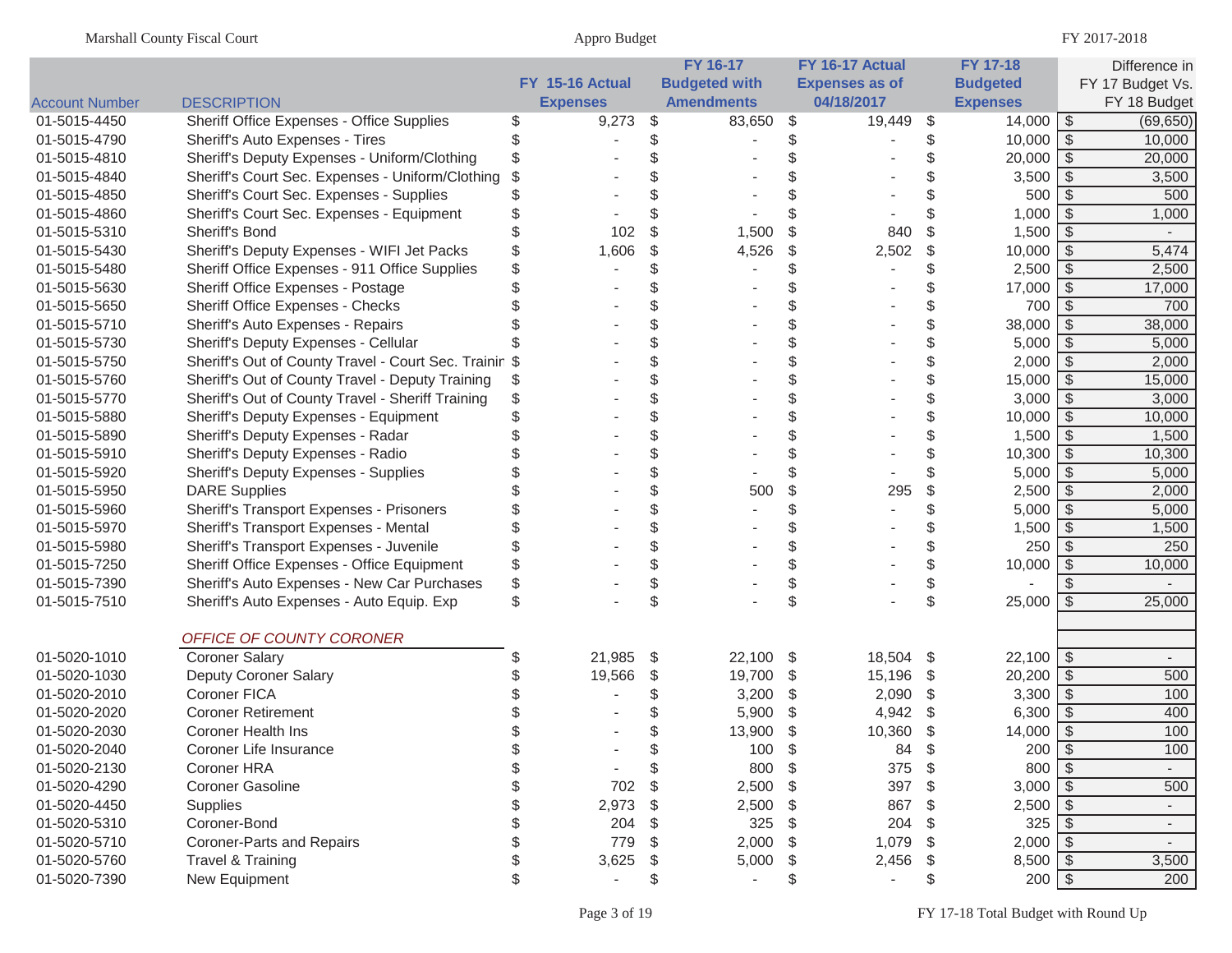| Account Number | DESCRIPTION | FY 15-16 Actual Expenses | FY 16-17 Budgeted with Amendments | FY 16-17 Actual Expenses as of 04/18/2017 | FY 17-18 Budgeted Expenses | Difference in FY 17 Budget Vs. FY 18 Budget |
|---|---|---|---|---|---|---|
| 01-5015-4450 | Sheriff Office Expenses - Office Supplies | $ 9,273 | $ 83,650 | $ 19,449 | $ 14,000 | $ (69,650) |
| 01-5015-4790 | Sheriff's Auto Expenses - Tires | $ - | $ - | $ - | $ 10,000 | $ 10,000 |
| 01-5015-4810 | Sheriff's Deputy Expenses - Uniform/Clothing | $ - | $ - | $ - | $ 20,000 | $ 20,000 |
| 01-5015-4840 | Sheriff's Court Sec. Expenses - Uniform/Clothing | $ - | $ - | $ - | $ 3,500 | $ 3,500 |
| 01-5015-4850 | Sheriff's Court Sec. Expenses - Supplies | $ - | $ - | $ - | $ 500 | $ 500 |
| 01-5015-4860 | Sheriff's Court Sec. Expenses - Equipment | $ - | $ - | $ - | $ 1,000 | $ 1,000 |
| 01-5015-5310 | Sheriff's Bond | $ 102 | $ 1,500 | $ 840 | $ 1,500 | $ - |
| 01-5015-5430 | Sheriff's Deputy Expenses - WIFI Jet Packs | $ 1,606 | $ 4,526 | $ 2,502 | $ 10,000 | $ 5,474 |
| 01-5015-5480 | Sheriff Office Expenses - 911 Office Supplies | $ - | $ - | $ - | $ 2,500 | $ 2,500 |
| 01-5015-5630 | Sheriff Office Expenses - Postage | $ - | $ - | $ - | $ 17,000 | $ 17,000 |
| 01-5015-5650 | Sheriff Office Expenses - Checks | $ - | $ - | $ - | $ 700 | $ 700 |
| 01-5015-5710 | Sheriff's Auto Expenses - Repairs | $ - | $ - | $ - | $ 38,000 | $ 38,000 |
| 01-5015-5730 | Sheriff's Deputy Expenses - Cellular | $ - | $ - | $ - | $ 5,000 | $ 5,000 |
| 01-5015-5750 | Sheriff's Out of County Travel - Court Sec. Trainir | $ - | $ - | $ - | $ 2,000 | $ 2,000 |
| 01-5015-5760 | Sheriff's Out of County Travel - Deputy Training | $ - | $ - | $ - | $ 15,000 | $ 15,000 |
| 01-5015-5770 | Sheriff's Out of County Travel - Sheriff Training | $ - | $ - | $ - | $ 3,000 | $ 3,000 |
| 01-5015-5880 | Sheriff's Deputy Expenses - Equipment | $ - | $ - | $ - | $ 10,000 | $ 10,000 |
| 01-5015-5890 | Sheriff's Deputy Expenses - Radar | $ - | $ - | $ - | $ 1,500 | $ 1,500 |
| 01-5015-5910 | Sheriff's Deputy Expenses - Radio | $ - | $ - | $ - | $ 10,300 | $ 10,300 |
| 01-5015-5920 | Sheriff's Deputy Expenses - Supplies | $ - | $ - | $ - | $ 5,000 | $ 5,000 |
| 01-5015-5950 | DARE Supplies | $ - | $ 500 | $ 295 | $ 2,500 | $ 2,000 |
| 01-5015-5960 | Sheriff's Transport Expenses - Prisoners | $ - | $ - | $ - | $ 5,000 | $ 5,000 |
| 01-5015-5970 | Sheriff's Transport Expenses - Mental | $ - | $ - | $ - | $ 1,500 | $ 1,500 |
| 01-5015-5980 | Sheriff's Transport Expenses - Juvenile | $ - | $ - | $ - | $ 250 | $ 250 |
| 01-5015-7250 | Sheriff Office Expenses - Office Equipment | $ - | $ - | $ - | $ 10,000 | $ 10,000 |
| 01-5015-7390 | Sheriff's Auto Expenses - New Car Purchases | $ - | $ - | $ - | $ - | $ - |
| 01-5015-7510 | Sheriff's Auto Expenses - Auto Equip. Exp | $ - | $ - | $ - | $ 25,000 | $ 25,000 |
| | *OFFICE OF COUNTY CORONER* | | | | | |
| 01-5020-1010 | Coroner Salary | $ 21,985 | $ 22,100 | $ 18,504 | $ 22,100 | $ - |
| 01-5020-1030 | Deputy Coroner Salary | $ 19,566 | $ 19,700 | $ 15,196 | $ 20,200 | $ 500 |
| 01-5020-2010 | Coroner FICA | $ - | $ 3,200 | $ 2,090 | $ 3,300 | $ 100 |
| 01-5020-2020 | Coroner Retirement | $ - | $ 5,900 | $ 4,942 | $ 6,300 | $ 400 |
| 01-5020-2030 | Coroner Health Ins | $ - | $ 13,900 | $ 10,360 | $ 14,000 | $ 100 |
| 01-5020-2040 | Coroner Life Insurance | $ - | $ 100 | $ 84 | $ 200 | $ 100 |
| 01-5020-2130 | Coroner HRA | $ - | $ 800 | $ 375 | $ 800 | $ - |
| 01-5020-4290 | Coroner Gasoline | $ 702 | $ 2,500 | $ 397 | $ 3,000 | $ 500 |
| 01-5020-4450 | Supplies | $ 2,973 | $ 2,500 | $ 867 | $ 2,500 | $ - |
| 01-5020-5310 | Coroner-Bond | $ 204 | $ 325 | $ 204 | $ 325 | $ - |
| 01-5020-5710 | Coroner-Parts and Repairs | $ 779 | $ 2,000 | $ 1,079 | $ 2,000 | $ - |
| 01-5020-5760 | Travel & Training | $ 3,625 | $ 5,000 | $ 2,456 | $ 8,500 | $ 3,500 |
| 01-5020-7390 | New Equipment | $ - | $ - | $ - | $ 200 | $ 200 |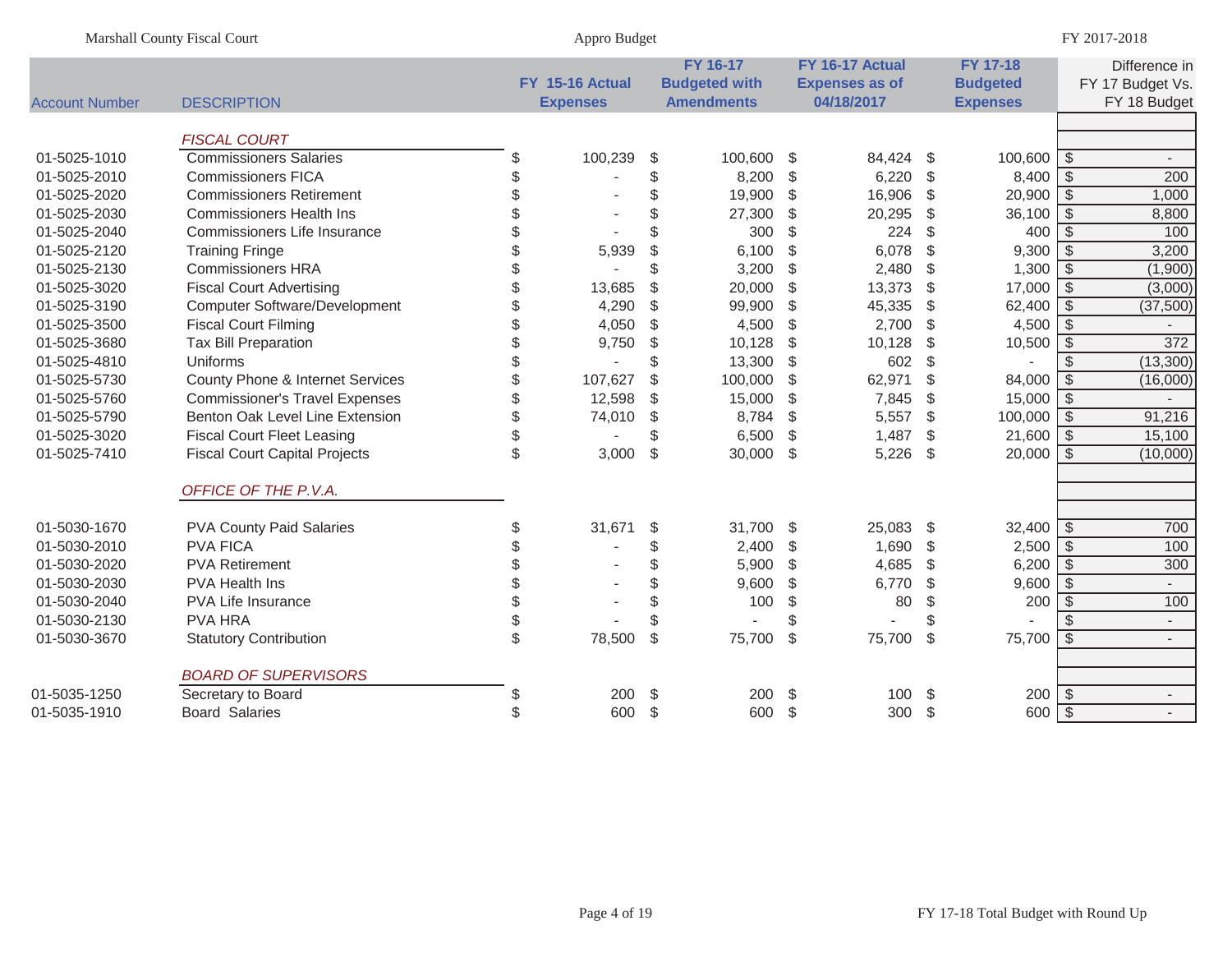Marshall County Fiscal Court — Appro Budget — FY 2017-2018

| Account Number | DESCRIPTION | FY 15-16 Actual Expenses | FY 16-17 Budgeted with Amendments | FY 16-17 Actual Expenses as of 04/18/2017 | FY 17-18 Budgeted Expenses | Difference in FY 17 Budget Vs. FY 18 Budget |
|---|---|---|---|---|---|---|
| | *FISCAL COURT* | | | | | |
| 01-5025-1010 | Commissioners Salaries | $ 100,239 | $ 100,600 | $ 84,424 | $ 100,600 | $ - |
| 01-5025-2010 | Commissioners FICA | $ - | $ 8,200 | $ 6,220 | $ 8,400 | $ 200 |
| 01-5025-2020 | Commissioners Retirement | $ - | $ 19,900 | $ 16,906 | $ 20,900 | $ 1,000 |
| 01-5025-2030 | Commissioners Health Ins | $ - | $ 27,300 | $ 20,295 | $ 36,100 | $ 8,800 |
| 01-5025-2040 | Commissioners Life Insurance | $ - | $ 300 | $ 224 | $ 400 | $ 100 |
| 01-5025-2120 | Training Fringe | $ 5,939 | $ 6,100 | $ 6,078 | $ 9,300 | $ 3,200 |
| 01-5025-2130 | Commissioners HRA | $ - | $ 3,200 | $ 2,480 | $ 1,300 | $ (1,900) |
| 01-5025-3020 | Fiscal Court Advertising | $ 13,685 | $ 20,000 | $ 13,373 | $ 17,000 | $ (3,000) |
| 01-5025-3190 | Computer Software/Development | $ 4,290 | $ 99,900 | $ 45,335 | $ 62,400 | $ (37,500) |
| 01-5025-3500 | Fiscal Court Filming | $ 4,050 | $ 4,500 | $ 2,700 | $ 4,500 | $ - |
| 01-5025-3680 | Tax Bill Preparation | $ 9,750 | $ 10,128 | $ 10,128 | $ 10,500 | $ 372 |
| 01-5025-4810 | Uniforms | $ - | $ 13,300 | $ 602 | $ - | $ (13,300) |
| 01-5025-5730 | County Phone & Internet Services | $ 107,627 | $ 100,000 | $ 62,971 | $ 84,000 | $ (16,000) |
| 01-5025-5760 | Commissioner's Travel Expenses | $ 12,598 | $ 15,000 | $ 7,845 | $ 15,000 | $ - |
| 01-5025-5790 | Benton Oak Level Line Extension | $ 74,010 | $ 8,784 | $ 5,557 | $ 100,000 | $ 91,216 |
| 01-5025-3020 | Fiscal Court Fleet Leasing | $ - | $ 6,500 | $ 1,487 | $ 21,600 | $ 15,100 |
| 01-5025-7410 | Fiscal Court Capital Projects | $ 3,000 | $ 30,000 | $ 5,226 | $ 20,000 | $ (10,000) |
| | *OFFICE OF THE P.V.A.* | | | | | |
| 01-5030-1670 | PVA County Paid Salaries | $ 31,671 | $ 31,700 | $ 25,083 | $ 32,400 | $ 700 |
| 01-5030-2010 | PVA FICA | $ - | $ 2,400 | $ 1,690 | $ 2,500 | $ 100 |
| 01-5030-2020 | PVA Retirement | $ - | $ 5,900 | $ 4,685 | $ 6,200 | $ 300 |
| 01-5030-2030 | PVA Health Ins | $ - | $ 9,600 | $ 6,770 | $ 9,600 | $ - |
| 01-5030-2040 | PVA Life Insurance | $ - | $ 100 | $ 80 | $ 200 | $ 100 |
| 01-5030-2130 | PVA HRA | $ - | $ - | $ - | $ - | $ - |
| 01-5030-3670 | Statutory Contribution | $ 78,500 | $ 75,700 | $ 75,700 | $ 75,700 | $ - |
| | *BOARD OF SUPERVISORS* | | | | | |
| 01-5035-1250 | Secretary to Board | $ 200 | $ 200 | $ 100 | $ 200 | $ - |
| 01-5035-1910 | Board Salaries | $ 600 | $ 600 | $ 300 | $ 600 | $ - |

FY 17-18 Total Budget with Round Up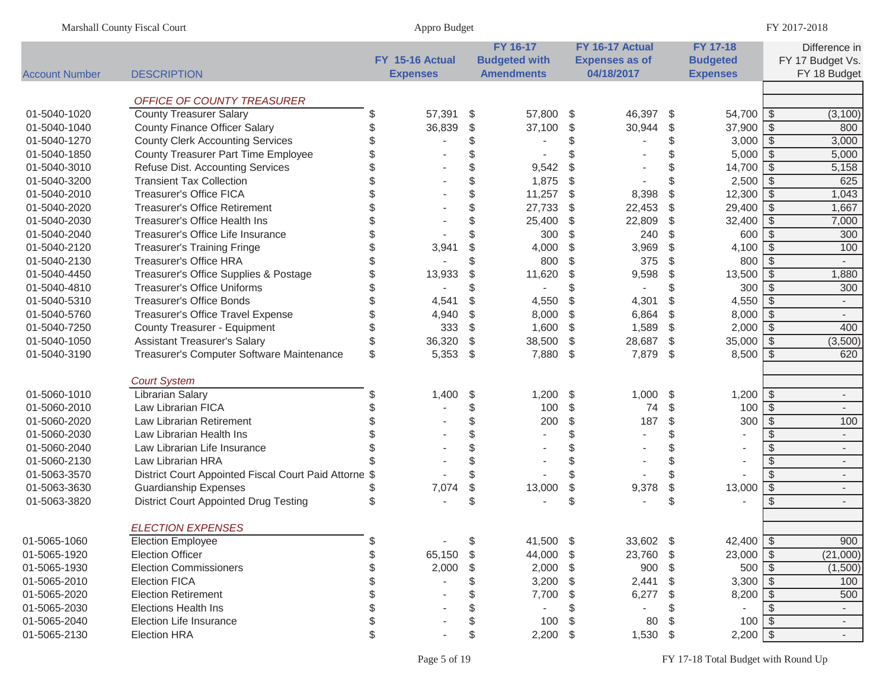| Account Number | DESCRIPTION | FY 15-16 Actual Expenses | FY 16-17 Budgeted with Amendments | FY 16-17 Actual Expenses as of 04/18/2017 | FY 17-18 Budgeted Expenses | Difference in FY 17 Budget Vs. FY 18 Budget |
|---|---|---|---|---|---|---|
| | *OFFICE OF COUNTY TREASURER* | | | | | |
| 01-5040-1020 | County Treasurer Salary | $ 57,391 | $ 57,800 | $ 46,397 | $ 54,700 | $ (3,100) |
| 01-5040-1040 | County Finance Officer Salary | $ 36,839 | $ 37,100 | $ 30,944 | $ 37,900 | $ 800 |
| 01-5040-1270 | County Clerk Accounting Services | $ - | $ - | $ - | $ 3,000 | $ 3,000 |
| 01-5040-1850 | County Treasurer Part Time Employee | $ - | $ - | $ - | $ 5,000 | $ 5,000 |
| 01-5040-3010 | Refuse Dist. Accounting Services | $ - | $ 9,542 | $ - | $ 14,700 | $ 5,158 |
| 01-5040-3200 | Transient Tax Collection | $ - | $ 1,875 | $ - | $ 2,500 | $ 625 |
| 01-5040-2010 | Treasurer's Office FICA | $ - | $ 11,257 | $ 8,398 | $ 12,300 | $ 1,043 |
| 01-5040-2020 | Treasurer's Office Retirement | $ - | $ 27,733 | $ 22,453 | $ 29,400 | $ 1,667 |
| 01-5040-2030 | Treasurer's Office Health Ins | $ - | $ 25,400 | $ 22,809 | $ 32,400 | $ 7,000 |
| 01-5040-2040 | Treasurer's Office Life Insurance | $ - | $ 300 | $ 240 | $ 600 | $ 300 |
| 01-5040-2120 | Treasurer's Training Fringe | $ 3,941 | $ 4,000 | $ 3,969 | $ 4,100 | $ 100 |
| 01-5040-2130 | Treasurer's Office HRA | $ - | $ 800 | $ 375 | $ 800 | $ - |
| 01-5040-4450 | Treasurer's Office Supplies & Postage | $ 13,933 | $ 11,620 | $ 9,598 | $ 13,500 | $ 1,880 |
| 01-5040-4810 | Treasurer's Office Uniforms | $ - | $ - | $ - | $ 300 | $ 300 |
| 01-5040-5310 | Treasurer's Office Bonds | $ 4,541 | $ 4,550 | $ 4,301 | $ 4,550 | $ - |
| 01-5040-5760 | Treasurer's Office Travel Expense | $ 4,940 | $ 8,000 | $ 6,864 | $ 8,000 | $ - |
| 01-5040-7250 | County Treasurer - Equipment | $ 333 | $ 1,600 | $ 1,589 | $ 2,000 | $ 400 |
| 01-5040-1050 | Assistant Treasurer's Salary | $ 36,320 | $ 38,500 | $ 28,687 | $ 35,000 | $ (3,500) |
| 01-5040-3190 | Treasurer's Computer Software Maintenance | $ 5,353 | $ 7,880 | $ 7,879 | $ 8,500 | $ 620 |
| | *Court System* | | | | | |
| 01-5060-1010 | Librarian Salary | $ 1,400 | $ 1,200 | $ 1,000 | $ 1,200 | $ - |
| 01-5060-2010 | Law Librarian FICA | $ - | $ 100 | $ 74 | $ 100 | $ - |
| 01-5060-2020 | Law Librarian Retirement | $ - | $ 200 | $ 187 | $ 300 | $ 100 |
| 01-5060-2030 | Law Librarian Health Ins | $ - | $ - | $ - | $ - | $ - |
| 01-5060-2040 | Law Librarian Life Insurance | $ - | $ - | $ - | $ - | $ - |
| 01-5060-2130 | Law Librarian HRA | $ - | $ - | $ - | $ - | $ - |
| 01-5063-3570 | District Court Appointed Fiscal Court Paid Attorne | $ - | $ - | $ - | $ - | $ - |
| 01-5063-3630 | Guardianship Expenses | $ 7,074 | $ 13,000 | $ 9,378 | $ 13,000 | $ - |
| 01-5063-3820 | District Court Appointed Drug Testing | $ - | $ - | $ - | $ - | $ - |
| | *ELECTION EXPENSES* | | | | | |
| 01-5065-1060 | Election Employee | $ - | $ 41,500 | $ 33,602 | $ 42,400 | $ 900 |
| 01-5065-1920 | Election Officer | $ 65,150 | $ 44,000 | $ 23,760 | $ 23,000 | $ (21,000) |
| 01-5065-1930 | Election Commissioners | $ 2,000 | $ 2,000 | $ 900 | $ 500 | $ (1,500) |
| 01-5065-2010 | Election FICA | $ - | $ 3,200 | $ 2,441 | $ 3,300 | $ 100 |
| 01-5065-2020 | Election Retirement | $ - | $ 7,700 | $ 6,277 | $ 8,200 | $ 500 |
| 01-5065-2030 | Elections Health Ins | $ - | $ - | $ - | $ - | $ - |
| 01-5065-2040 | Election Life Insurance | $ - | $ 100 | $ 80 | $ 100 | $ - |
| 01-5065-2130 | Election HRA | $ - | $ 2,200 | $ 1,530 | $ 2,200 | $ - |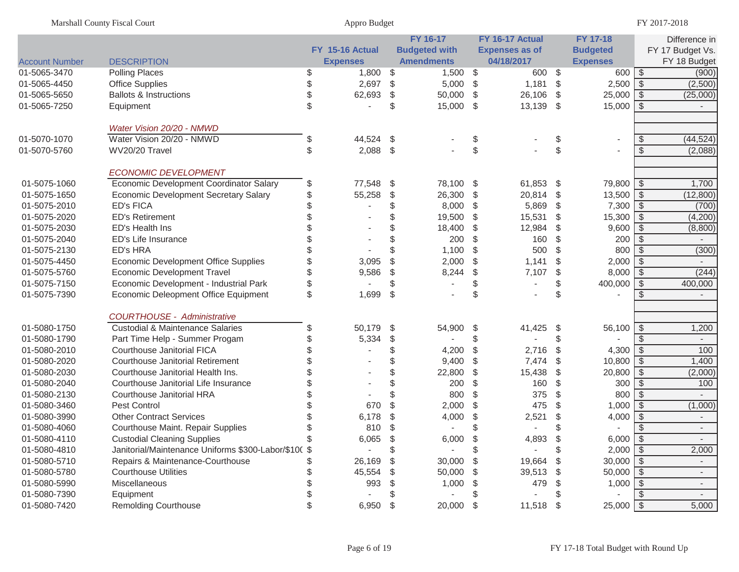| Account Number | DESCRIPTION | FY 15-16 Actual Expenses | FY 16-17 Budgeted with Amendments | FY 16-17 Actual Expenses as of 04/18/2017 | FY 17-18 Budgeted Expenses | Difference in FY 17 Budget Vs. FY 18 Budget |
|---|---|---|---|---|---|---|
| 01-5065-3470 | Polling Places | $ 1,800 | $ 1,500 | $ 600 | $ 600 | $ (900) |
| 01-5065-4450 | Office Supplies | $ 2,697 | $ 5,000 | $ 1,181 | $ 2,500 | $ (2,500) |
| 01-5065-5650 | Ballots & Instructions | $ 62,693 | $ 50,000 | $ 26,106 | $ 25,000 | $ (25,000) |
| 01-5065-7250 | Equipment | $ - | $ 15,000 | $ 13,139 | $ 15,000 | $ - |
| | *Water Vision 20/20 - NMWD* | | | | | |
| 01-5070-1070 | Water Vision 20/20 - NMWD | $ 44,524 | $ - | $ - | $ - | $ (44,524) |
| 01-5070-5760 | WV20/20 Travel | $ 2,088 | $ - | $ - | $ - | $ (2,088) |
| | *ECONOMIC DEVELOPMENT* | | | | | |
| 01-5075-1060 | Economic Development Coordinator Salary | $ 77,548 | $ 78,100 | $ 61,853 | $ 79,800 | $ 1,700 |
| 01-5075-1650 | Economic Development Secretary Salary | $ 55,258 | $ 26,300 | $ 20,814 | $ 13,500 | $ (12,800) |
| 01-5075-2010 | ED's FICA | $ - | $ 8,000 | $ 5,869 | $ 7,300 | $ (700) |
| 01-5075-2020 | ED's Retirement | $ - | $ 19,500 | $ 15,531 | $ 15,300 | $ (4,200) |
| 01-5075-2030 | ED's Health Ins | $ - | $ 18,400 | $ 12,984 | $ 9,600 | $ (8,800) |
| 01-5075-2040 | ED's Life Insurance | $ - | $ 200 | $ 160 | $ 200 | $ - |
| 01-5075-2130 | ED's HRA | $ - | $ 1,100 | $ 500 | $ 800 | $ (300) |
| 01-5075-4450 | Economic Development Office Supplies | $ 3,095 | $ 2,000 | $ 1,141 | $ 2,000 | $ - |
| 01-5075-5760 | Economic Development Travel | $ 9,586 | $ 8,244 | $ 7,107 | $ 8,000 | $ (244) |
| 01-5075-7150 | Economic Development - Industrial Park | $ - | $ - | $ - | $ 400,000 | $ 400,000 |
| 01-5075-7390 | Economic Deleopment Office Equipment | $ 1,699 | $ - | $ - | $ - | $ - |
| | *COURTHOUSE - Administrative* | | | | | |
| 01-5080-1750 | Custodial & Maintenance Salaries | $ 50,179 | $ 54,900 | $ 41,425 | $ 56,100 | $ 1,200 |
| 01-5080-1790 | Part Time Help - Summer Progam | $ 5,334 | $ - | $ - | $ - | $ - |
| 01-5080-2010 | Courthouse Janitorial FICA | $ - | $ 4,200 | $ 2,716 | $ 4,300 | $ 100 |
| 01-5080-2020 | Courthouse Janitorial Retirement | $ - | $ 9,400 | $ 7,474 | $ 10,800 | $ 1,400 |
| 01-5080-2030 | Courthouse Janitorial Health Ins. | $ - | $ 22,800 | $ 15,438 | $ 20,800 | $ (2,000) |
| 01-5080-2040 | Courthouse Janitorial Life Insurance | $ - | $ 200 | $ 160 | $ 300 | $ 100 |
| 01-5080-2130 | Courthouse Janitorial HRA | $ - | $ 800 | $ 375 | $ 800 | $ - |
| 01-5080-3460 | Pest Control | $ 670 | $ 2,000 | $ 475 | $ 1,000 | $ (1,000) |
| 01-5080-3990 | Other Contract Services | $ 6,178 | $ 4,000 | $ 2,521 | $ 4,000 | $ - |
| 01-5080-4060 | Courthouse Maint. Repair Supplies | $ 810 | $ - | $ - | $ - | $ - |
| 01-5080-4110 | Custodial Cleaning Supplies | $ 6,065 | $ 6,000 | $ 4,893 | $ 6,000 | $ - |
| 01-5080-4810 | Janitorial/Maintenance Uniforms $300-Labor/$10( | $ - | $ - | $ - | $ 2,000 | $ 2,000 |
| 01-5080-5710 | Repairs & Maintenance-Courthouse | $ 26,169 | $ 30,000 | $ 19,664 | $ 30,000 | $ - |
| 01-5080-5780 | Courthouse Utilities | $ 45,554 | $ 50,000 | $ 39,513 | $ 50,000 | $ - |
| 01-5080-5990 | Miscellaneous | $ 993 | $ 1,000 | $ 479 | $ 1,000 | $ - |
| 01-5080-7390 | Equipment | $ - | $ - | $ - | $ - | $ - |
| 01-5080-7420 | Remolding Courthouse | $ 6,950 | $ 20,000 | $ 11,518 | $ 25,000 | $ 5,000 |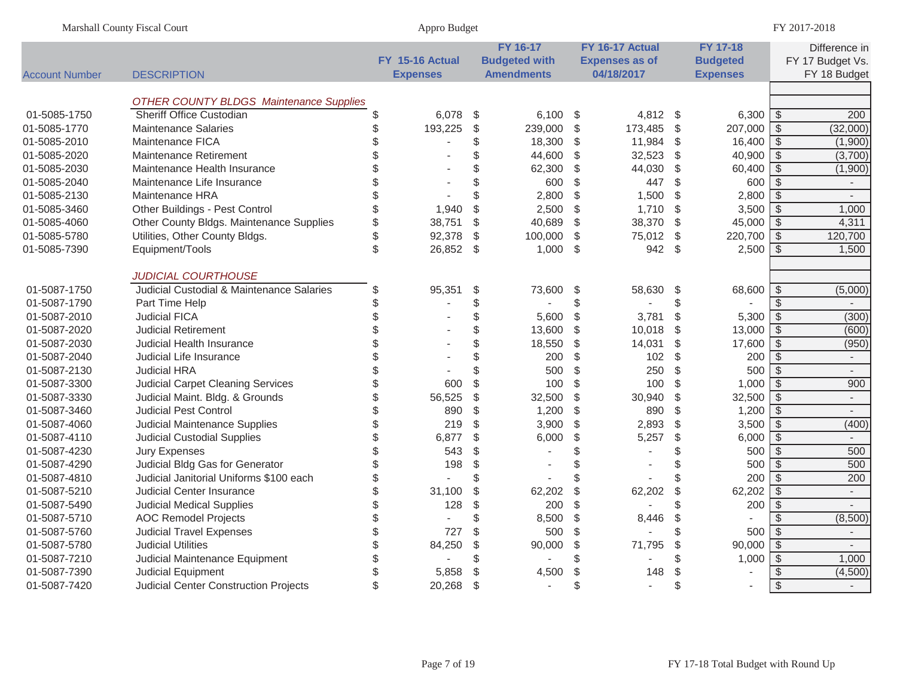| Account Number | DESCRIPTION | FY 15-16 Actual Expenses | FY 16-17 Budgeted with Amendments | FY 16-17 Actual Expenses as of 04/18/2017 | FY 17-18 Budgeted Expenses | Difference in FY 17 Budget Vs. FY 18 Budget |
|---|---|---|---|---|---|---|
| | *OTHER COUNTY BLDGS Maintenance Supplies* | | | | | |
| 01-5085-1750 | Sheriff Office Custodian | $ 6,078 | $ 6,100 | $ 4,812 | $ 6,300 | $ 200 |
| 01-5085-1770 | Maintenance Salaries | $ 193,225 | $ 239,000 | $ 173,485 | $ 207,000 | $ (32,000) |
| 01-5085-2010 | Maintenance FICA | $ - | $ 18,300 | $ 11,984 | $ 16,400 | $ (1,900) |
| 01-5085-2020 | Maintenance Retirement | $ - | $ 44,600 | $ 32,523 | $ 40,900 | $ (3,700) |
| 01-5085-2030 | Maintenance Health Insurance | $ - | $ 62,300 | $ 44,030 | $ 60,400 | $ (1,900) |
| 01-5085-2040 | Maintenance Life Insurance | $ - | $ 600 | $ 447 | $ 600 | $ - |
| 01-5085-2130 | Maintenance HRA | $ - | $ 2,800 | $ 1,500 | $ 2,800 | $ - |
| 01-5085-3460 | Other Buildings - Pest Control | $ 1,940 | $ 2,500 | $ 1,710 | $ 3,500 | $ 1,000 |
| 01-5085-4060 | Other County Bldgs. Maintenance Supplies | $ 38,751 | $ 40,689 | $ 38,370 | $ 45,000 | $ 4,311 |
| 01-5085-5780 | Utilities, Other County Bldgs. | $ 92,378 | $ 100,000 | $ 75,012 | $ 220,700 | $ 120,700 |
| 01-5085-7390 | Equipment/Tools | $ 26,852 | $ 1,000 | $ 942 | $ 2,500 | $ 1,500 |
| | *JUDICIAL COURTHOUSE* | | | | | |
| 01-5087-1750 | Judicial Custodial & Maintenance Salaries | $ 95,351 | $ 73,600 | $ 58,630 | $ 68,600 | $ (5,000) |
| 01-5087-1790 | Part Time Help | $ - | $ - | $ - | $ - | $ - |
| 01-5087-2010 | Judicial FICA | $ - | $ 5,600 | $ 3,781 | $ 5,300 | $ (300) |
| 01-5087-2020 | Judicial Retirement | $ - | $ 13,600 | $ 10,018 | $ 13,000 | $ (600) |
| 01-5087-2030 | Judicial Health Insurance | $ - | $ 18,550 | $ 14,031 | $ 17,600 | $ (950) |
| 01-5087-2040 | Judicial Life Insurance | $ - | $ 200 | $ 102 | $ 200 | $ - |
| 01-5087-2130 | Judicial HRA | $ - | $ 500 | $ 250 | $ 500 | $ - |
| 01-5087-3300 | Judicial Carpet Cleaning Services | $ 600 | $ 100 | $ 100 | $ 1,000 | $ 900 |
| 01-5087-3330 | Judicial Maint. Bldg. & Grounds | $ 56,525 | $ 32,500 | $ 30,940 | $ 32,500 | $ - |
| 01-5087-3460 | Judicial Pest Control | $ 890 | $ 1,200 | $ 890 | $ 1,200 | $ - |
| 01-5087-4060 | Judicial Maintenance Supplies | $ 219 | $ 3,900 | $ 2,893 | $ 3,500 | $ (400) |
| 01-5087-4110 | Judicial Custodial Supplies | $ 6,877 | $ 6,000 | $ 5,257 | $ 6,000 | $ - |
| 01-5087-4230 | Jury Expenses | $ 543 | $ - | $ - | $ 500 | $ 500 |
| 01-5087-4290 | Judicial Bldg Gas for Generator | $ 198 | $ - | $ - | $ 500 | $ 500 |
| 01-5087-4810 | Judicial Janitorial Uniforms $100 each | $ - | $ - | $ - | $ 200 | $ 200 |
| 01-5087-5210 | Judicial Center Insurance | $ 31,100 | $ 62,202 | $ 62,202 | $ 62,202 | $ - |
| 01-5087-5490 | Judicial Medical Supplies | $ 128 | $ 200 | $ - | $ 200 | $ - |
| 01-5087-5710 | AOC Remodel Projects | $ - | $ 8,500 | $ 8,446 | $ - | $ (8,500) |
| 01-5087-5760 | Judicial Travel Expenses | $ 727 | $ 500 | $ - | $ 500 | $ - |
| 01-5087-5780 | Judicial Utilities | $ 84,250 | $ 90,000 | $ 71,795 | $ 90,000 | $ - |
| 01-5087-7210 | Judicial Maintenance Equipment | $ - | $ - | $ - | $ 1,000 | $ 1,000 |
| 01-5087-7390 | Judicial Equipment | $ 5,858 | $ 4,500 | $ 148 | $ - | $ (4,500) |
| 01-5087-7420 | Judicial Center Construction Projects | $ 20,268 | $ - | $ - | $ - | $ - |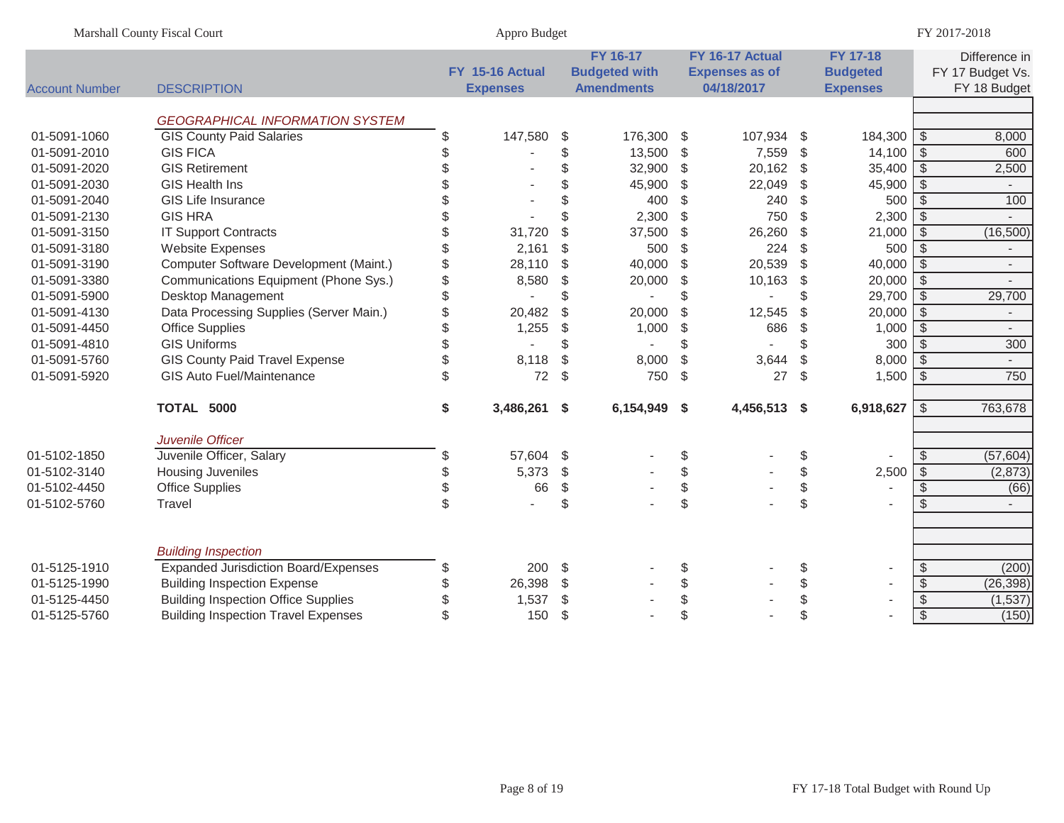| Account Number | DESCRIPTION | FY 15-16 Actual Expenses | FY 16-17 Budgeted with Amendments | FY 16-17 Actual Expenses as of 04/18/2017 | FY 17-18 Budgeted Expenses | Difference in FY 17 Budget Vs. FY 18 Budget |
|---|---|---|---|---|---|---|
| | *GEOGRAPHICAL INFORMATION SYSTEM* | | | | | |
| 01-5091-1060 | GIS County Paid Salaries | $ 147,580 | $ 176,300 | $ 107,934 | $ 184,300 | $ 8,000 |
| 01-5091-2010 | GIS FICA | $ - | $ 13,500 | $ 7,559 | $ 14,100 | $ 600 |
| 01-5091-2020 | GIS Retirement | $ - | $ 32,900 | $ 20,162 | $ 35,400 | $ 2,500 |
| 01-5091-2030 | GIS Health Ins | $ - | $ 45,900 | $ 22,049 | $ 45,900 | $ - |
| 01-5091-2040 | GIS Life Insurance | $ - | $ 400 | $ 240 | $ 500 | $ 100 |
| 01-5091-2130 | GIS HRA | $ - | $ 2,300 | $ 750 | $ 2,300 | $ - |
| 01-5091-3150 | IT Support Contracts | $ 31,720 | $ 37,500 | $ 26,260 | $ 21,000 | $ (16,500) |
| 01-5091-3180 | Website Expenses | $ 2,161 | $ 500 | $ 224 | $ 500 | $ - |
| 01-5091-3190 | Computer Software Development (Maint.) | $ 28,110 | $ 40,000 | $ 20,539 | $ 40,000 | $ - |
| 01-5091-3380 | Communications Equipment (Phone Sys.) | $ 8,580 | $ 20,000 | $ 10,163 | $ 20,000 | $ - |
| 01-5091-5900 | Desktop Management | $ - | $ - | $ - | $ 29,700 | $ 29,700 |
| 01-5091-4130 | Data Processing Supplies (Server Main.) | $ 20,482 | $ 20,000 | $ 12,545 | $ 20,000 | $ - |
| 01-5091-4450 | Office Supplies | $ 1,255 | $ 1,000 | $ 686 | $ 1,000 | $ - |
| 01-5091-4810 | GIS Uniforms | $ - | $ - | $ - | $ 300 | $ 300 |
| 01-5091-5760 | GIS County Paid Travel Expense | $ 8,118 | $ 8,000 | $ 3,644 | $ 8,000 | $ - |
| 01-5091-5920 | GIS Auto Fuel/Maintenance | $ 72 | $ 750 | $ 27 | $ 1,500 | $ 750 |
| | **TOTAL 5000** | **$ 3,486,261** | **$ 6,154,949** | **$ 4,456,513** | **$ 6,918,627** | $ 763,678 |
| | *Juvenile Officer* | | | | | |
| 01-5102-1850 | Juvenile Officer, Salary | $ 57,604 | $ - | $ - | $ - | $ (57,604) |
| 01-5102-3140 | Housing Juveniles | $ 5,373 | $ - | $ - | $ 2,500 | $ (2,873) |
| 01-5102-4450 | Office Supplies | $ 66 | $ - | $ - | $ - | $ (66) |
| 01-5102-5760 | Travel | $ - | $ - | $ - | $ - | $ - |
| | *Building Inspection* | | | | | |
| 01-5125-1910 | Expanded Jurisdiction Board/Expenses | $ 200 | $ - | $ - | $ - | $ (200) |
| 01-5125-1990 | Building Inspection Expense | $ 26,398 | $ - | $ - | $ - | $ (26,398) |
| 01-5125-4450 | Building Inspection Office Supplies | $ 1,537 | $ - | $ - | $ - | $ (1,537) |
| 01-5125-5760 | Building Inspection Travel Expenses | $ 150 | $ - | $ - | $ - | $ (150) |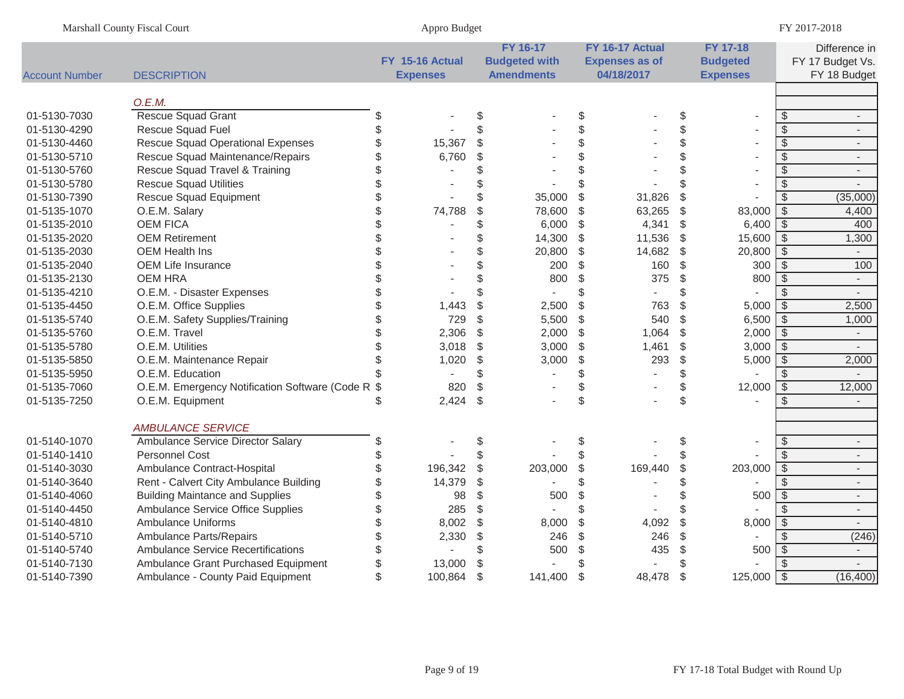| Account Number | DESCRIPTION | FY 15-16 Actual Expenses | FY 16-17 Budgeted with Amendments | FY 16-17 Actual Expenses as of 04/18/2017 | FY 17-18 Budgeted Expenses | Difference in FY 17 Budget Vs. FY 18 Budget |
|---|---|---|---|---|---|---|
| | *O.E.M.* | | | | | |
| 01-5130-7030 | Rescue Squad Grant | $ - | $ - | $ - | $ - | $ - |
| 01-5130-4290 | Rescue Squad Fuel | $ - | $ - | $ - | $ - | $ - |
| 01-5130-4460 | Rescue Squad Operational Expenses | $ 15,367 | $ - | $ - | $ - | $ - |
| 01-5130-5710 | Rescue Squad Maintenance/Repairs | $ 6,760 | $ - | $ - | $ - | $ - |
| 01-5130-5760 | Rescue Squad Travel & Training | $ - | $ - | $ - | $ - | $ - |
| 01-5130-5780 | Rescue Squad Utilities | $ - | $ - | $ - | $ - | $ - |
| 01-5130-7390 | Rescue Squad Equipment | $ - | $ 35,000 | $ 31,826 | $ - | $ (35,000) |
| 01-5135-1070 | O.E.M. Salary | $ 74,788 | $ 78,600 | $ 63,265 | $ 83,000 | $ 4,400 |
| 01-5135-2010 | OEM FICA | $ - | $ 6,000 | $ 4,341 | $ 6,400 | $ 400 |
| 01-5135-2020 | OEM Retirement | $ - | $ 14,300 | $ 11,536 | $ 15,600 | $ 1,300 |
| 01-5135-2030 | OEM Health Ins | $ - | $ 20,800 | $ 14,682 | $ 20,800 | $ - |
| 01-5135-2040 | OEM Life Insurance | $ - | $ 200 | $ 160 | $ 300 | $ 100 |
| 01-5135-2130 | OEM HRA | $ - | $ 800 | $ 375 | $ 800 | $ - |
| 01-5135-4210 | O.E.M. - Disaster Expenses | $ - | $ - | $ - | $ - | $ - |
| 01-5135-4450 | O.E.M. Office Supplies | $ 1,443 | $ 2,500 | $ 763 | $ 5,000 | $ 2,500 |
| 01-5135-5740 | O.E.M. Safety Supplies/Training | $ 729 | $ 5,500 | $ 540 | $ 6,500 | $ 1,000 |
| 01-5135-5760 | O.E.M. Travel | $ 2,306 | $ 2,000 | $ 1,064 | $ 2,000 | $ - |
| 01-5135-5780 | O.E.M. Utilities | $ 3,018 | $ 3,000 | $ 1,461 | $ 3,000 | $ - |
| 01-5135-5850 | O.E.M. Maintenance Repair | $ 1,020 | $ 3,000 | $ 293 | $ 5,000 | $ 2,000 |
| 01-5135-5950 | O.E.M. Education | $ - | $ - | $ - | $ - | $ - |
| 01-5135-7060 | O.E.M. Emergency Notification Software (Code R | $ 820 | $ - | $ - | $ 12,000 | $ 12,000 |
| 01-5135-7250 | O.E.M. Equipment | $ 2,424 | $ - | $ - | $ - | $ - |
| | *AMBULANCE SERVICE* | | | | | |
| 01-5140-1070 | Ambulance Service Director Salary | $ - | $ - | $ - | $ - | $ - |
| 01-5140-1410 | Personnel Cost | $ - | $ - | $ - | $ - | $ - |
| 01-5140-3030 | Ambulance Contract-Hospital | $ 196,342 | $ 203,000 | $ 169,440 | $ 203,000 | $ - |
| 01-5140-3640 | Rent - Calvert City Ambulance Building | $ 14,379 | $ - | $ - | $ - | $ - |
| 01-5140-4060 | Building Maintance and Supplies | $ 98 | $ 500 | $ - | $ 500 | $ - |
| 01-5140-4450 | Ambulance Service Office Supplies | $ 285 | $ - | $ - | $ - | $ - |
| 01-5140-4810 | Ambulance Uniforms | $ 8,002 | $ 8,000 | $ 4,092 | $ 8,000 | $ - |
| 01-5140-5710 | Ambulance Parts/Repairs | $ 2,330 | $ 246 | $ 246 | $ - | $ (246) |
| 01-5140-5740 | Ambulance Service Recertifications | $ - | $ 500 | $ 435 | $ 500 | $ - |
| 01-5140-7130 | Ambulance Grant Purchased Equipment | $ 13,000 | $ - | $ - | $ - | $ - |
| 01-5140-7390 | Ambulance - County Paid Equipment | $ 100,864 | $ 141,400 | $ 48,478 | $ 125,000 | $ (16,400) |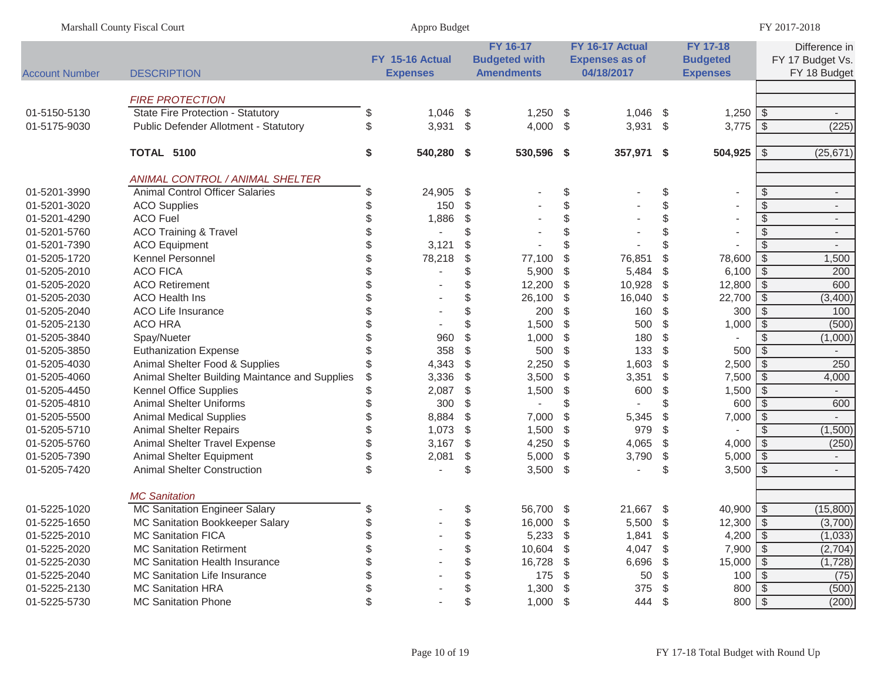| Account Number | DESCRIPTION | FY 15-16 Actual Expenses | FY 16-17 Budgeted with Amendments | FY 16-17 Actual Expenses as of 04/18/2017 | FY 17-18 Budgeted Expenses | Difference in FY 17 Budget Vs. FY 18 Budget |
|---|---|---|---|---|---|---|
| | *FIRE PROTECTION* | | | | | |
| 01-5150-5130 | State Fire Protection - Statutory | $ 1,046 | $ 1,250 | $ 1,046 | $ 1,250 | $ - |
| 01-5175-9030 | Public Defender Allotment - Statutory | $ 3,931 | $ 4,000 | $ 3,931 | $ 3,775 | $ (225) |
| | **TOTAL 5100** | **$ 540,280** | **$ 530,596** | **$ 357,971** | **$ 504,925** | $ (25,671) |
| | *ANIMAL CONTROL / ANIMAL SHELTER* | | | | | |
| 01-5201-3990 | Animal Control Officer Salaries | $ 24,905 | $ - | $ - | $ - | $ - |
| 01-5201-3020 | ACO Supplies | $ 150 | $ - | $ - | $ - | $ - |
| 01-5201-4290 | ACO Fuel | $ 1,886 | $ - | $ - | $ - | $ - |
| 01-5201-5760 | ACO Training & Travel | $ - | $ - | $ - | $ - | $ - |
| 01-5201-7390 | ACO Equipment | $ 3,121 | $ - | $ - | $ - | $ - |
| 01-5205-1720 | Kennel Personnel | $ 78,218 | $ 77,100 | $ 76,851 | $ 78,600 | $ 1,500 |
| 01-5205-2010 | ACO FICA | $ - | $ 5,900 | $ 5,484 | $ 6,100 | $ 200 |
| 01-5205-2020 | ACO Retirement | $ - | $ 12,200 | $ 10,928 | $ 12,800 | $ 600 |
| 01-5205-2030 | ACO Health Ins | $ - | $ 26,100 | $ 16,040 | $ 22,700 | $ (3,400) |
| 01-5205-2040 | ACO Life Insurance | $ - | $ 200 | $ 160 | $ 300 | $ 100 |
| 01-5205-2130 | ACO HRA | $ - | $ 1,500 | $ 500 | $ 1,000 | $ (500) |
| 01-5205-3840 | Spay/Nueter | $ 960 | $ 1,000 | $ 180 | $ - | $ (1,000) |
| 01-5205-3850 | Euthanization Expense | $ 358 | $ 500 | $ 133 | $ 500 | $ - |
| 01-5205-4030 | Animal Shelter Food & Supplies | $ 4,343 | $ 2,250 | $ 1,603 | $ 2,500 | $ 250 |
| 01-5205-4060 | Animal Shelter Building Maintance and Supplies | $ 3,336 | $ 3,500 | $ 3,351 | $ 7,500 | $ 4,000 |
| 01-5205-4450 | Kennel Office Supplies | $ 2,087 | $ 1,500 | $ 600 | $ 1,500 | $ - |
| 01-5205-4810 | Animal Shelter Uniforms | $ 300 | $ - | $ - | $ 600 | $ 600 |
| 01-5205-5500 | Animal Medical Supplies | $ 8,884 | $ 7,000 | $ 5,345 | $ 7,000 | $ - |
| 01-5205-5710 | Animal Shelter Repairs | $ 1,073 | $ 1,500 | $ 979 | $ - | $ (1,500) |
| 01-5205-5760 | Animal Shelter Travel Expense | $ 3,167 | $ 4,250 | $ 4,065 | $ 4,000 | $ (250) |
| 01-5205-7390 | Animal Shelter Equipment | $ 2,081 | $ 5,000 | $ 3,790 | $ 5,000 | $ - |
| 01-5205-7420 | Animal Shelter Construction | $ - | $ 3,500 | $ - | $ 3,500 | $ - |
| | *MC Sanitation* | | | | | |
| 01-5225-1020 | MC Sanitation Engineer Salary | $ - | $ 56,700 | $ 21,667 | $ 40,900 | $ (15,800) |
| 01-5225-1650 | MC Sanitation Bookkeeper Salary | $ - | $ 16,000 | $ 5,500 | $ 12,300 | $ (3,700) |
| 01-5225-2010 | MC Sanitation FICA | $ - | $ 5,233 | $ 1,841 | $ 4,200 | $ (1,033) |
| 01-5225-2020 | MC Sanitation Retirment | $ - | $ 10,604 | $ 4,047 | $ 7,900 | $ (2,704) |
| 01-5225-2030 | MC Sanitation Health Insurance | $ - | $ 16,728 | $ 6,696 | $ 15,000 | $ (1,728) |
| 01-5225-2040 | MC Sanitation Life Insurance | $ - | $ 175 | $ 50 | $ 100 | $ (75) |
| 01-5225-2130 | MC Sanitation HRA | $ - | $ 1,300 | $ 375 | $ 800 | $ (500) |
| 01-5225-5730 | MC Sanitation Phone | $ - | $ 1,000 | $ 444 | $ 800 | $ (200) |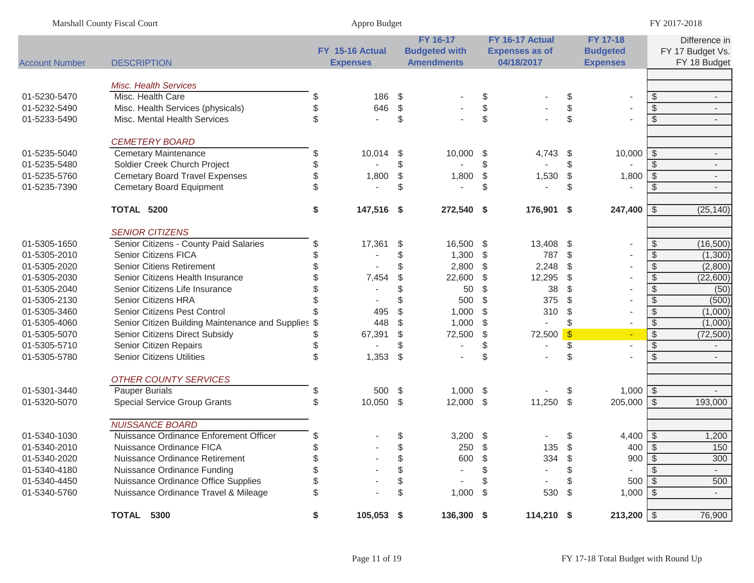| Account Number | DESCRIPTION | FY 15-16 Actual Expenses | FY 16-17 Budgeted with Amendments | FY 16-17 Actual Expenses as of 04/18/2017 | FY 17-18 Budgeted Expenses | Difference in FY 17 Budget Vs. FY 18 Budget |
|---|---|---|---|---|---|---|
| | *Misc. Health Services* | | | | | |
| 01-5230-5470 | Misc. Health Care | $ 186 | $ - | $ - | $ - | $ - |
| 01-5232-5490 | Misc. Health Services (physicals) | $ 646 | $ - | $ - | $ - | $ - |
| 01-5233-5490 | Misc. Mental Health Services | $ - | $ - | $ - | $ - | $ - |
| | *CEMETERY BOARD* | | | | | |
| 01-5235-5040 | Cemetary Maintenance | $ 10,014 | $ 10,000 | $ 4,743 | $ 10,000 | $ - |
| 01-5235-5480 | Soldier Creek Church Project | $ - | $ - | $ - | $ - | $ - |
| 01-5235-5760 | Cemetary Board Travel Expenses | $ 1,800 | $ 1,800 | $ 1,530 | $ 1,800 | $ - |
| 01-5235-7390 | Cemetary Board Equipment | $ - | $ - | $ - | $ - | $ - |
| | **TOTAL 5200** | **$ 147,516** | **$ 272,540** | **$ 176,901** | **$ 247,400** | $ (25,140) |
| | *SENIOR CITIZENS* | | | | | |
| 01-5305-1650 | Senior Citizens - County Paid Salaries | $ 17,361 | $ 16,500 | $ 13,408 | $ - | $ (16,500) |
| 01-5305-2010 | Senior Citizens FICA | $ - | $ 1,300 | $ 787 | $ - | $ (1,300) |
| 01-5305-2020 | Senior Citiens Retirement | $ - | $ 2,800 | $ 2,248 | $ - | $ (2,800) |
| 01-5305-2030 | Senior Citizens Health Insurance | $ 7,454 | $ 22,600 | $ 12,295 | $ - | $ (22,600) |
| 01-5305-2040 | Senior Citizens Life Insurance | $ - | $ 50 | $ 38 | $ - | $ (50) |
| 01-5305-2130 | Senior Citizens HRA | $ - | $ 500 | $ 375 | $ - | $ (500) |
| 01-5305-3460 | Senior Citizens Pest Control | $ 495 | $ 1,000 | $ 310 | $ - | $ (1,000) |
| 01-5305-4060 | Senior Citizen Building Maintenance and Supplies | $ 448 | $ 1,000 | $ - | $ - | $ (1,000) |
| 01-5305-5070 | Senior Citizens Direct Subsidy | $ 67,391 | $ 72,500 | $ 72,500 | $ - | $ (72,500) |
| 01-5305-5710 | Senior Citizen Repairs | $ - | $ - | $ - | $ - | $ - |
| 01-5305-5780 | Senior Citizens Utilities | $ 1,353 | $ - | $ - | $ - | $ - |
| | *OTHER COUNTY SERVICES* | | | | | |
| 01-5301-3440 | Pauper Burials | $ 500 | $ 1,000 | $ - | $ 1,000 | $ - |
| 01-5320-5070 | Special Service Group Grants | $ 10,050 | $ 12,000 | $ 11,250 | $ 205,000 | $ 193,000 |
| | *NUISSANCE BOARD* | | | | | |
| 01-5340-1030 | Nuissance Ordinance Enforement Officer | $ - | $ 3,200 | $ - | $ 4,400 | $ 1,200 |
| 01-5340-2010 | Nuissance Ordinance FICA | $ - | $ 250 | $ 135 | $ 400 | $ 150 |
| 01-5340-2020 | Nuissance Ordinance Retirement | $ - | $ 600 | $ 334 | $ 900 | $ 300 |
| 01-5340-4180 | Nuissance Ordinance Funding | $ - | $ - | $ - | $ - | $ - |
| 01-5340-4450 | Nuissance Ordinance Office Supplies | $ - | $ - | $ - | $ 500 | $ 500 |
| 01-5340-5760 | Nuissance Ordinance Travel & Mileage | $ - | $ 1,000 | $ 530 | $ 1,000 | $ - |
| | **TOTAL 5300** | **$ 105,053** | **$ 136,300** | **$ 114,210** | **$ 213,200** | $ 76,900 |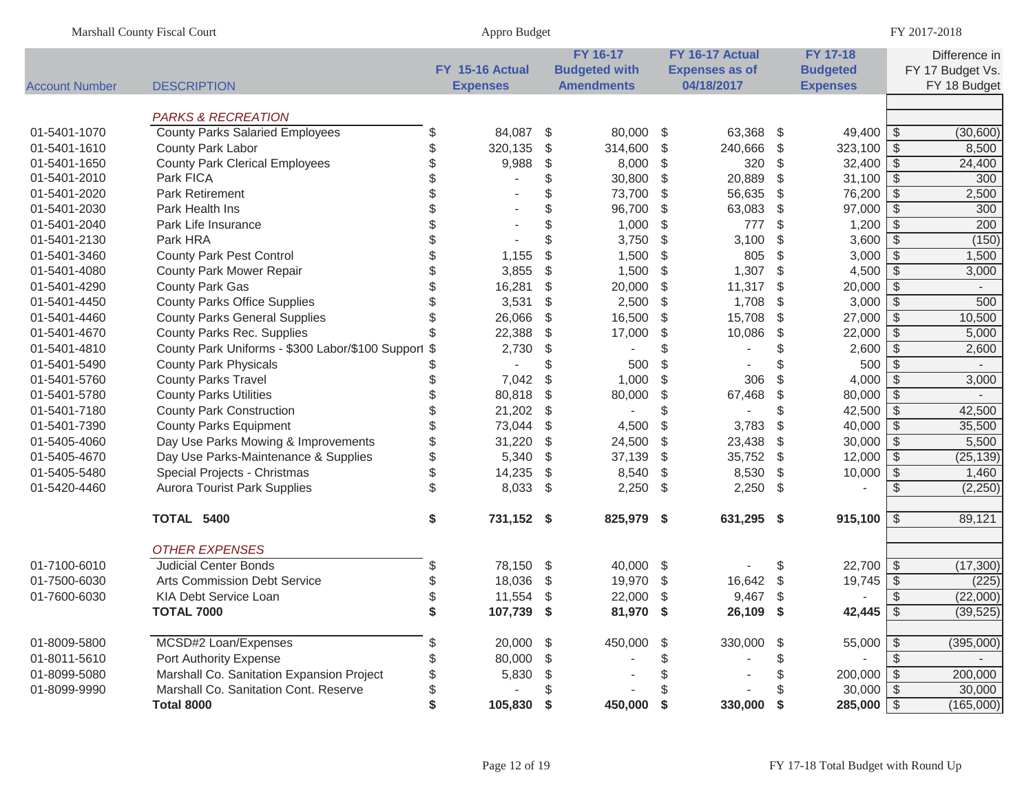| Account Number | DESCRIPTION | FY 15-16 Actual Expenses | FY 16-17 Budgeted with Amendments | FY 16-17 Actual Expenses as of 04/18/2017 | FY 17-18 Budgeted Expenses | Difference in FY 17 Budget Vs. FY 18 Budget |
|---|---|---|---|---|---|---|
| | *PARKS & RECREATION* | | | | | |
| 01-5401-1070 | County Parks Salaried Employees | $ 84,087 | $ 80,000 | $ 63,368 | $ 49,400 | $ (30,600) |
| 01-5401-1610 | County Park Labor | $ 320,135 | $ 314,600 | $ 240,666 | $ 323,100 | $ 8,500 |
| 01-5401-1650 | County Park Clerical Employees | $ 9,988 | $ 8,000 | $ 320 | $ 32,400 | $ 24,400 |
| 01-5401-2010 | Park FICA | $ - | $ 30,800 | $ 20,889 | $ 31,100 | $ 300 |
| 01-5401-2020 | Park Retirement | $ - | $ 73,700 | $ 56,635 | $ 76,200 | $ 2,500 |
| 01-5401-2030 | Park Health Ins | $ - | $ 96,700 | $ 63,083 | $ 97,000 | $ 300 |
| 01-5401-2040 | Park Life Insurance | $ - | $ 1,000 | $ 777 | $ 1,200 | $ 200 |
| 01-5401-2130 | Park HRA | $ - | $ 3,750 | $ 3,100 | $ 3,600 | $ (150) |
| 01-5401-3460 | County Park Pest Control | $ 1,155 | $ 1,500 | $ 805 | $ 3,000 | $ 1,500 |
| 01-5401-4080 | County Park Mower Repair | $ 3,855 | $ 1,500 | $ 1,307 | $ 4,500 | $ 3,000 |
| 01-5401-4290 | County Park Gas | $ 16,281 | $ 20,000 | $ 11,317 | $ 20,000 | $ - |
| 01-5401-4450 | County Parks Office Supplies | $ 3,531 | $ 2,500 | $ 1,708 | $ 3,000 | $ 500 |
| 01-5401-4460 | County Parks General Supplies | $ 26,066 | $ 16,500 | $ 15,708 | $ 27,000 | $ 10,500 |
| 01-5401-4670 | County Parks Rec. Supplies | $ 22,388 | $ 17,000 | $ 10,086 | $ 22,000 | $ 5,000 |
| 01-5401-4810 | County Park Uniforms - $300 Labor/$100 Support | $ 2,730 | $ - | $ - | $ 2,600 | $ 2,600 |
| 01-5401-5490 | County Park Physicals | $ - | $ 500 | $ - | $ 500 | $ - |
| 01-5401-5760 | County Parks Travel | $ 7,042 | $ 1,000 | $ 306 | $ 4,000 | $ 3,000 |
| 01-5401-5780 | County Parks Utilities | $ 80,818 | $ 80,000 | $ 67,468 | $ 80,000 | $ - |
| 01-5401-7180 | County Park Construction | $ 21,202 | $ - | $ - | $ 42,500 | $ 42,500 |
| 01-5401-7390 | County Parks Equipment | $ 73,044 | $ 4,500 | $ 3,783 | $ 40,000 | $ 35,500 |
| 01-5405-4060 | Day Use Parks Mowing & Improvements | $ 31,220 | $ 24,500 | $ 23,438 | $ 30,000 | $ 5,500 |
| 01-5405-4670 | Day Use Parks-Maintenance & Supplies | $ 5,340 | $ 37,139 | $ 35,752 | $ 12,000 | $ (25,139) |
| 01-5405-5480 | Special Projects - Christmas | $ 14,235 | $ 8,540 | $ 8,530 | $ 10,000 | $ 1,460 |
| 01-5420-4460 | Aurora Tourist Park Supplies | $ 8,033 | $ 2,250 | $ 2,250 | $ - | $ (2,250) |
| | **TOTAL 5400** | **$ 731,152** | **$ 825,979** | **$ 631,295** | **$ 915,100** | $ 89,121 |
| | *OTHER EXPENSES* | | | | | |
| 01-7100-6010 | Judicial Center Bonds | $ 78,150 | $ 40,000 | $ - | $ 22,700 | $ (17,300) |
| 01-7500-6030 | Arts Commission Debt Service | $ 18,036 | $ 19,970 | $ 16,642 | $ 19,745 | $ (225) |
| 01-7600-6030 | KIA Debt Service Loan | $ 11,554 | $ 22,000 | $ 9,467 | $ - | $ (22,000) |
| | **TOTAL 7000** | **$ 107,739** | **$ 81,970** | **$ 26,109** | **$ 42,445** | $ (39,525) |
| 01-8009-5800 | MCSD#2 Loan/Expenses | $ 20,000 | $ 450,000 | $ 330,000 | $ 55,000 | $ (395,000) |
| 01-8011-5610 | Port Authority Expense | $ 80,000 | $ - | $ - | $ - | $ - |
| 01-8099-5080 | Marshall Co. Sanitation Expansion Project | $ 5,830 | $ - | $ - | $ 200,000 | $ 200,000 |
| 01-8099-9990 | Marshall Co. Sanitation Cont. Reserve | $ - | $ - | $ - | $ 30,000 | $ 30,000 |
| | **Total 8000** | **$ 105,830** | **$ 450,000** | **$ 330,000** | **$ 285,000** | $ (165,000) |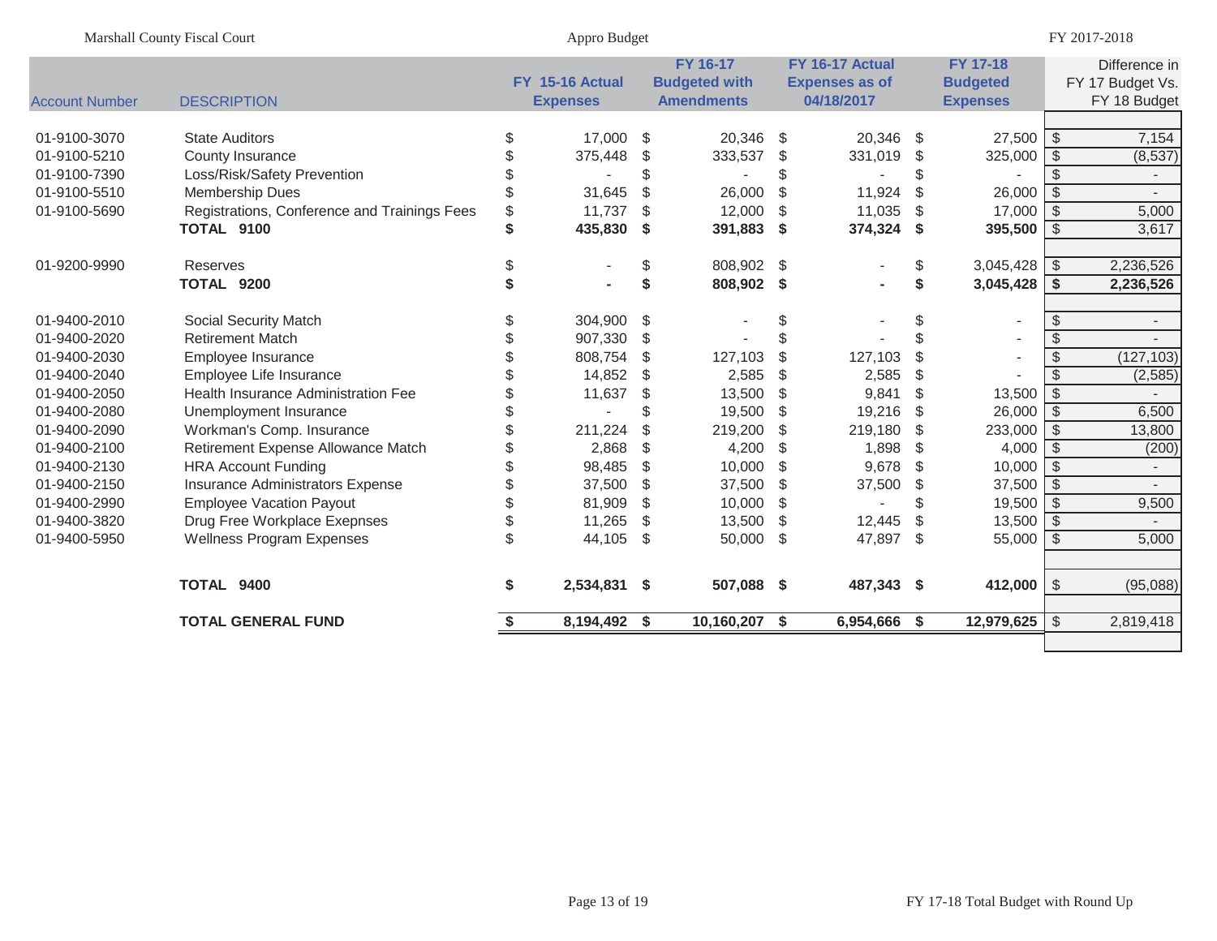| Account Number | DESCRIPTION | FY 15-16 Actual Expenses | FY 16-17 Budgeted with Amendments | FY 16-17 Actual Expenses as of 04/18/2017 | FY 17-18 Budgeted Expenses | Difference in FY 17 Budget Vs. FY 18 Budget |
|---|---|---|---|---|---|---|
| 01-9100-3070 | State Auditors | $ 17,000 | $ 20,346 | $ 20,346 | $ 27,500 | $ 7,154 |
| 01-9100-5210 | County Insurance | $ 375,448 | $ 333,537 | $ 331,019 | $ 325,000 | $ (8,537) |
| 01-9100-7390 | Loss/Risk/Safety Prevention | $ - | $ - | $ - | $ - | $ - |
| 01-9100-5510 | Membership Dues | $ 31,645 | $ 26,000 | $ 11,924 | $ 26,000 | $ - |
| 01-9100-5690 | Registrations, Conference and Trainings Fees | $ 11,737 | $ 12,000 | $ 11,035 | $ 17,000 | $ 5,000 |
| | **TOTAL 9100** | **$ 435,830** | **$ 391,883** | **$ 374,324** | **$ 395,500** | $ 3,617 |
| 01-9200-9990 | Reserves | $ - | $ 808,902 | $ - | $ 3,045,428 | $ 2,236,526 |
| | **TOTAL 9200** | **$ -** | **$ 808,902** | **$ -** | **$ 3,045,428** | **$ 2,236,526** |
| 01-9400-2010 | Social Security Match | $ 304,900 | $ - | $ - | $ - | $ - |
| 01-9400-2020 | Retirement Match | $ 907,330 | $ - | $ - | $ - | $ - |
| 01-9400-2030 | Employee Insurance | $ 808,754 | $ 127,103 | $ 127,103 | $ - | $ (127,103) |
| 01-9400-2040 | Employee Life Insurance | $ 14,852 | $ 2,585 | $ 2,585 | $ - | $ (2,585) |
| 01-9400-2050 | Health Insurance Administration Fee | $ 11,637 | $ 13,500 | $ 9,841 | $ 13,500 | $ - |
| 01-9400-2080 | Unemployment Insurance | $ - | $ 19,500 | $ 19,216 | $ 26,000 | $ 6,500 |
| 01-9400-2090 | Workman's Comp. Insurance | $ 211,224 | $ 219,200 | $ 219,180 | $ 233,000 | $ 13,800 |
| 01-9400-2100 | Retirement Expense Allowance Match | $ 2,868 | $ 4,200 | $ 1,898 | $ 4,000 | $ (200) |
| 01-9400-2130 | HRA Account Funding | $ 98,485 | $ 10,000 | $ 9,678 | $ 10,000 | $ - |
| 01-9400-2150 | Insurance Administrators Expense | $ 37,500 | $ 37,500 | $ 37,500 | $ 37,500 | $ - |
| 01-9400-2990 | Employee Vacation Payout | $ 81,909 | $ 10,000 | $ - | $ 19,500 | $ 9,500 |
| 01-9400-3820 | Drug Free Workplace Exepnses | $ 11,265 | $ 13,500 | $ 12,445 | $ 13,500 | $ - |
| 01-9400-5950 | Wellness Program Expenses | $ 44,105 | $ 50,000 | $ 47,897 | $ 55,000 | $ 5,000 |
| | **TOTAL 9400** | **$ 2,534,831** | **$ 507,088** | **$ 487,343** | **$ 412,000** | $ (95,088) |
| | **TOTAL GENERAL FUND** | **$ 8,194,492** | **$ 10,160,207** | **$ 6,954,666** | **$ 12,979,625** | $ 2,819,418 |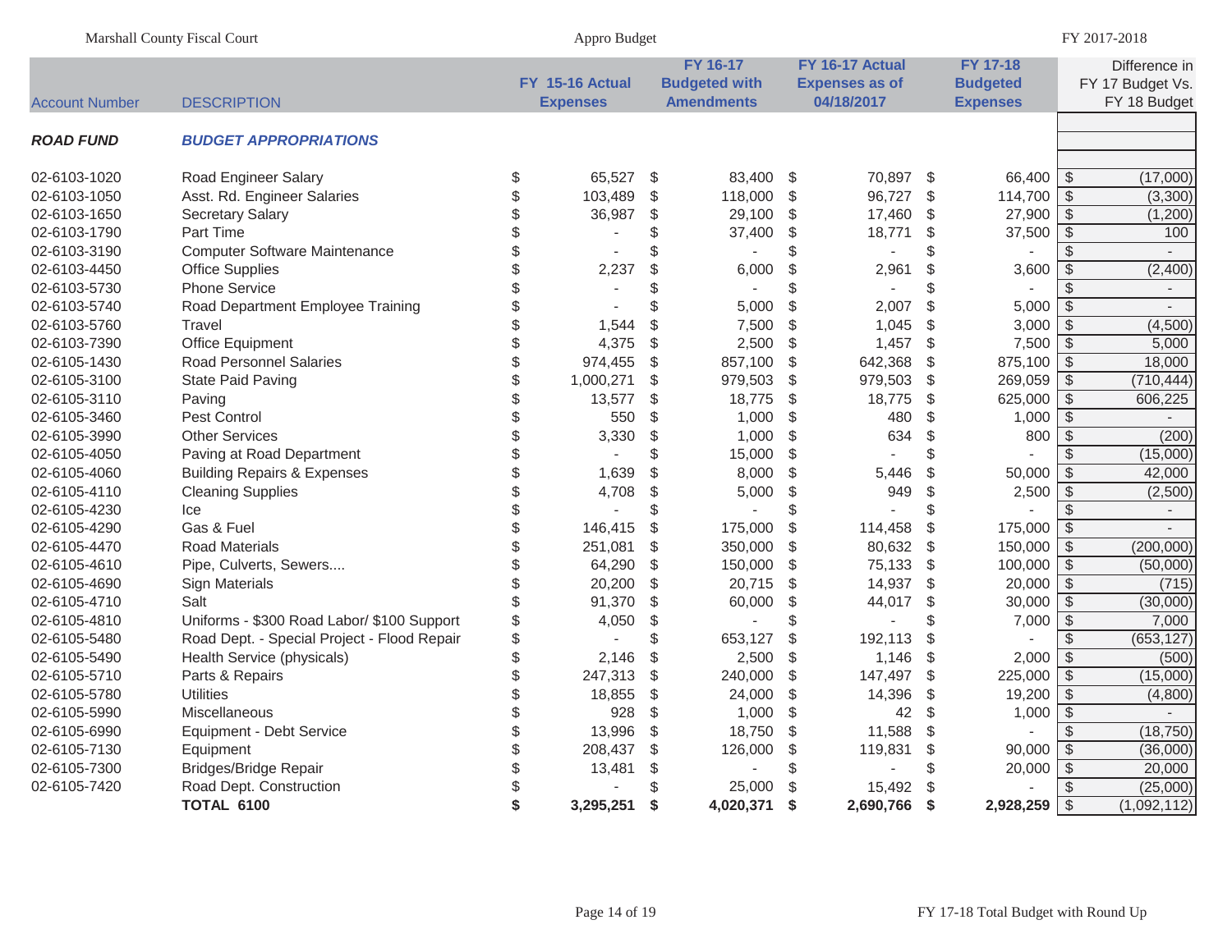| Account Number | DESCRIPTION | FY 15-16 Actual Expenses | FY 16-17 Budgeted with Amendments | FY 16-17 Actual Expenses as of 04/18/2017 | FY 17-18 Budgeted Expenses | Difference in FY 17 Budget Vs. FY 18 Budget |
|---|---|---|---|---|---|---|
| ***ROAD FUND*** | ***BUDGET APPROPRIATIONS*** | | | | | |
| 02-6103-1020 | Road Engineer Salary | $ 65,527 | $ 83,400 | $ 70,897 | $ 66,400 | $ (17,000) |
| 02-6103-1050 | Asst. Rd. Engineer Salaries | $ 103,489 | $ 118,000 | $ 96,727 | $ 114,700 | $ (3,300) |
| 02-6103-1650 | Secretary Salary | $ 36,987 | $ 29,100 | $ 17,460 | $ 27,900 | $ (1,200) |
| 02-6103-1790 | Part Time | $ - | $ 37,400 | $ 18,771 | $ 37,500 | $ 100 |
| 02-6103-3190 | Computer Software Maintenance | $ - | $ - | $ - | $ - | $ - |
| 02-6103-4450 | Office Supplies | $ 2,237 | $ 6,000 | $ 2,961 | $ 3,600 | $ (2,400) |
| 02-6103-5730 | Phone Service | $ - | $ - | $ - | $ - | $ - |
| 02-6103-5740 | Road Department Employee Training | $ - | $ 5,000 | $ 2,007 | $ 5,000 | $ - |
| 02-6103-5760 | Travel | $ 1,544 | $ 7,500 | $ 1,045 | $ 3,000 | $ (4,500) |
| 02-6103-7390 | Office Equipment | $ 4,375 | $ 2,500 | $ 1,457 | $ 7,500 | $ 5,000 |
| 02-6105-1430 | Road Personnel Salaries | $ 974,455 | $ 857,100 | $ 642,368 | $ 875,100 | $ 18,000 |
| 02-6105-3100 | State Paid Paving | $ 1,000,271 | $ 979,503 | $ 979,503 | $ 269,059 | $ (710,444) |
| 02-6105-3110 | Paving | $ 13,577 | $ 18,775 | $ 18,775 | $ 625,000 | $ 606,225 |
| 02-6105-3460 | Pest Control | $ 550 | $ 1,000 | $ 480 | $ 1,000 | $ - |
| 02-6105-3990 | Other Services | $ 3,330 | $ 1,000 | $ 634 | $ 800 | $ (200) |
| 02-6105-4050 | Paving at Road Department | $ - | $ 15,000 | $ - | $ - | $ (15,000) |
| 02-6105-4060 | Building Repairs & Expenses | $ 1,639 | $ 8,000 | $ 5,446 | $ 50,000 | $ 42,000 |
| 02-6105-4110 | Cleaning Supplies | $ 4,708 | $ 5,000 | $ 949 | $ 2,500 | $ (2,500) |
| 02-6105-4230 | Ice | $ - | $ - | $ - | $ - | $ - |
| 02-6105-4290 | Gas & Fuel | $ 146,415 | $ 175,000 | $ 114,458 | $ 175,000 | $ - |
| 02-6105-4470 | Road Materials | $ 251,081 | $ 350,000 | $ 80,632 | $ 150,000 | $ (200,000) |
| 02-6105-4610 | Pipe, Culverts, Sewers.... | $ 64,290 | $ 150,000 | $ 75,133 | $ 100,000 | $ (50,000) |
| 02-6105-4690 | Sign Materials | $ 20,200 | $ 20,715 | $ 14,937 | $ 20,000 | $ (715) |
| 02-6105-4710 | Salt | $ 91,370 | $ 60,000 | $ 44,017 | $ 30,000 | $ (30,000) |
| 02-6105-4810 | Uniforms - $300 Road Labor/ $100 Support | $ 4,050 | $ - | $ - | $ 7,000 | $ 7,000 |
| 02-6105-5480 | Road Dept. - Special Project - Flood Repair | $ - | $ 653,127 | $ 192,113 | $ - | $ (653,127) |
| 02-6105-5490 | Health Service (physicals) | $ 2,146 | $ 2,500 | $ 1,146 | $ 2,000 | $ (500) |
| 02-6105-5710 | Parts & Repairs | $ 247,313 | $ 240,000 | $ 147,497 | $ 225,000 | $ (15,000) |
| 02-6105-5780 | Utilities | $ 18,855 | $ 24,000 | $ 14,396 | $ 19,200 | $ (4,800) |
| 02-6105-5990 | Miscellaneous | $ 928 | $ 1,000 | $ 42 | $ 1,000 | $ - |
| 02-6105-6990 | Equipment - Debt Service | $ 13,996 | $ 18,750 | $ 11,588 | $ - | $ (18,750) |
| 02-6105-7130 | Equipment | $ 208,437 | $ 126,000 | $ 119,831 | $ 90,000 | $ (36,000) |
| 02-6105-7300 | Bridges/Bridge Repair | $ 13,481 | $ - | $ - | $ 20,000 | $ 20,000 |
| 02-6105-7420 | Road Dept. Construction | $ - | $ 25,000 | $ 15,492 | $ - | $ (25,000) |
| | **TOTAL 6100** | **$ 3,295,251** | **$ 4,020,371** | **$ 2,690,766** | **$ 2,928,259** | $ (1,092,112) |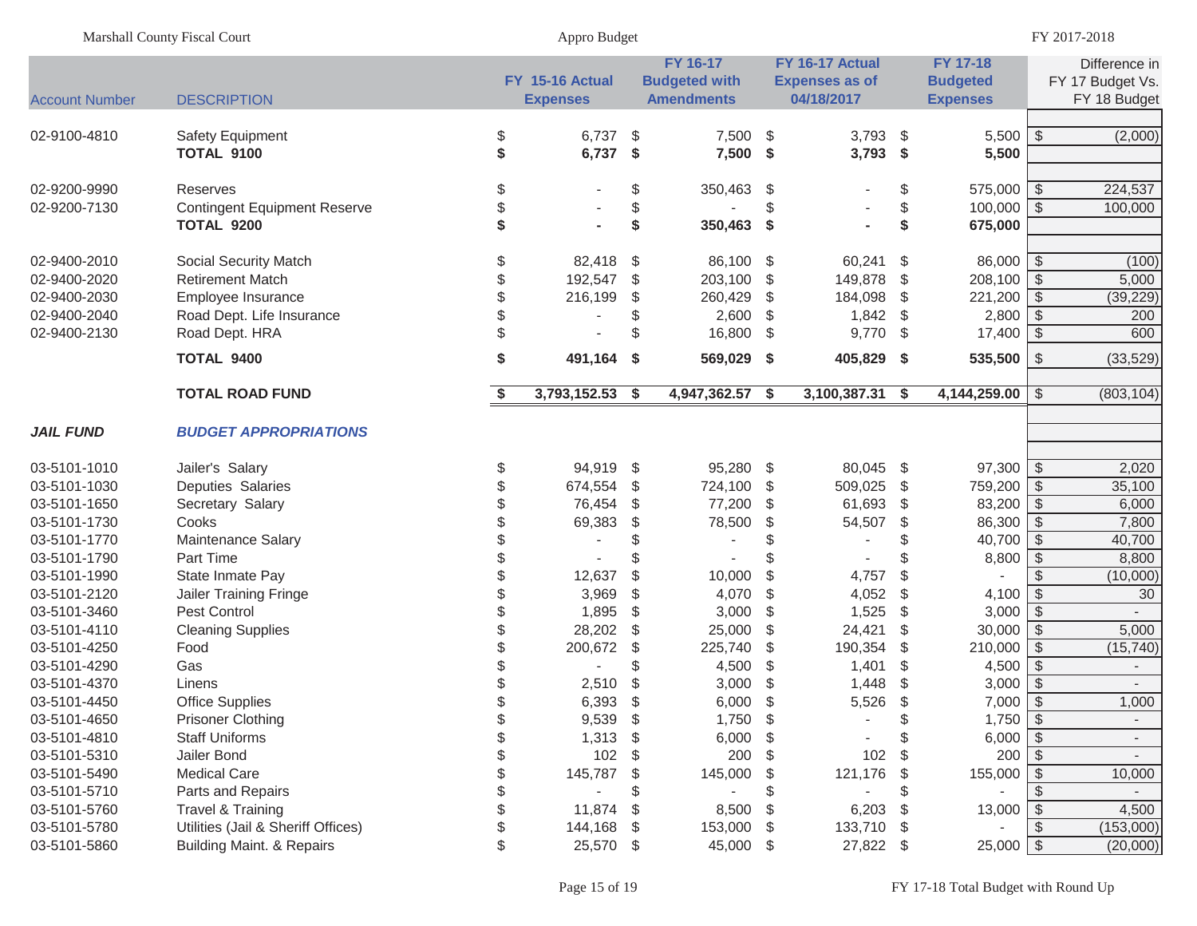| Account Number | DESCRIPTION | FY 15-16 Actual Expenses | FY 16-17 Budgeted with Amendments | FY 16-17 Actual Expenses as of 04/18/2017 | FY 17-18 Budgeted Expenses | Difference in FY 17 Budget Vs. FY 18 Budget |
|---|---|---|---|---|---|---|
| 02-9100-4810 | Safety Equipment | $ 6,737 | $ 7,500 | $ 3,793 | $ 5,500 | $ (2,000) |
| | **TOTAL 9100** | **$ 6,737** | **$ 7,500** | **$ 3,793** | **$ 5,500** | |
| 02-9200-9990 | Reserves | $ - | $ 350,463 | $ - | $ 575,000 | $ 224,537 |
| 02-9200-7130 | Contingent Equipment Reserve | $ - | $ - | $ - | $ 100,000 | $ 100,000 |
| | **TOTAL 9200** | **$ -** | **$ 350,463** | **$ -** | **$ 675,000** | |
| 02-9400-2010 | Social Security Match | $ 82,418 | $ 86,100 | $ 60,241 | $ 86,000 | $ (100) |
| 02-9400-2020 | Retirement Match | $ 192,547 | $ 203,100 | $ 149,878 | $ 208,100 | $ 5,000 |
| 02-9400-2030 | Employee Insurance | $ 216,199 | $ 260,429 | $ 184,098 | $ 221,200 | $ (39,229) |
| 02-9400-2040 | Road Dept. Life Insurance | $ - | $ 2,600 | $ 1,842 | $ 2,800 | $ 200 |
| 02-9400-2130 | Road Dept. HRA | $ - | $ 16,800 | $ 9,770 | $ 17,400 | $ 600 |
| | **TOTAL 9400** | **$ 491,164** | **$ 569,029** | **$ 405,829** | **$ 535,500** | $ (33,529) |
| | **TOTAL ROAD FUND** | **$ 3,793,152.53** | **$ 4,947,362.57** | **$ 3,100,387.31** | **$ 4,144,259.00** | $ (803,104) |
| ***JAIL FUND*** | ***BUDGET APPROPRIATIONS*** | | | | | |
| 03-5101-1010 | Jailer's Salary | $ 94,919 | $ 95,280 | $ 80,045 | $ 97,300 | $ 2,020 |
| 03-5101-1030 | Deputies Salaries | $ 674,554 | $ 724,100 | $ 509,025 | $ 759,200 | $ 35,100 |
| 03-5101-1650 | Secretary Salary | $ 76,454 | $ 77,200 | $ 61,693 | $ 83,200 | $ 6,000 |
| 03-5101-1730 | Cooks | $ 69,383 | $ 78,500 | $ 54,507 | $ 86,300 | $ 7,800 |
| 03-5101-1770 | Maintenance Salary | $ - | $ - | $ - | $ 40,700 | $ 40,700 |
| 03-5101-1790 | Part Time | $ - | $ - | $ - | $ 8,800 | $ 8,800 |
| 03-5101-1990 | State Inmate Pay | $ 12,637 | $ 10,000 | $ 4,757 | $ - | $ (10,000) |
| 03-5101-2120 | Jailer Training Fringe | $ 3,969 | $ 4,070 | $ 4,052 | $ 4,100 | $ 30 |
| 03-5101-3460 | Pest Control | $ 1,895 | $ 3,000 | $ 1,525 | $ 3,000 | $ - |
| 03-5101-4110 | Cleaning Supplies | $ 28,202 | $ 25,000 | $ 24,421 | $ 30,000 | $ 5,000 |
| 03-5101-4250 | Food | $ 200,672 | $ 225,740 | $ 190,354 | $ 210,000 | $ (15,740) |
| 03-5101-4290 | Gas | $ - | $ 4,500 | $ 1,401 | $ 4,500 | $ - |
| 03-5101-4370 | Linens | $ 2,510 | $ 3,000 | $ 1,448 | $ 3,000 | $ - |
| 03-5101-4450 | Office Supplies | $ 6,393 | $ 6,000 | $ 5,526 | $ 7,000 | $ 1,000 |
| 03-5101-4650 | Prisoner Clothing | $ 9,539 | $ 1,750 | $ - | $ 1,750 | $ - |
| 03-5101-4810 | Staff Uniforms | $ 1,313 | $ 6,000 | $ - | $ 6,000 | $ - |
| 03-5101-5310 | Jailer Bond | $ 102 | $ 200 | $ 102 | $ 200 | $ - |
| 03-5101-5490 | Medical Care | $ 145,787 | $ 145,000 | $ 121,176 | $ 155,000 | $ 10,000 |
| 03-5101-5710 | Parts and Repairs | $ - | $ - | $ - | $ - | $ - |
| 03-5101-5760 | Travel & Training | $ 11,874 | $ 8,500 | $ 6,203 | $ 13,000 | $ 4,500 |
| 03-5101-5780 | Utilities (Jail & Sheriff Offices) | $ 144,168 | $ 153,000 | $ 133,710 | $ - | $ (153,000) |
| 03-5101-5860 | Building Maint. & Repairs | $ 25,570 | $ 45,000 | $ 27,822 | $ 25,000 | $ (20,000) |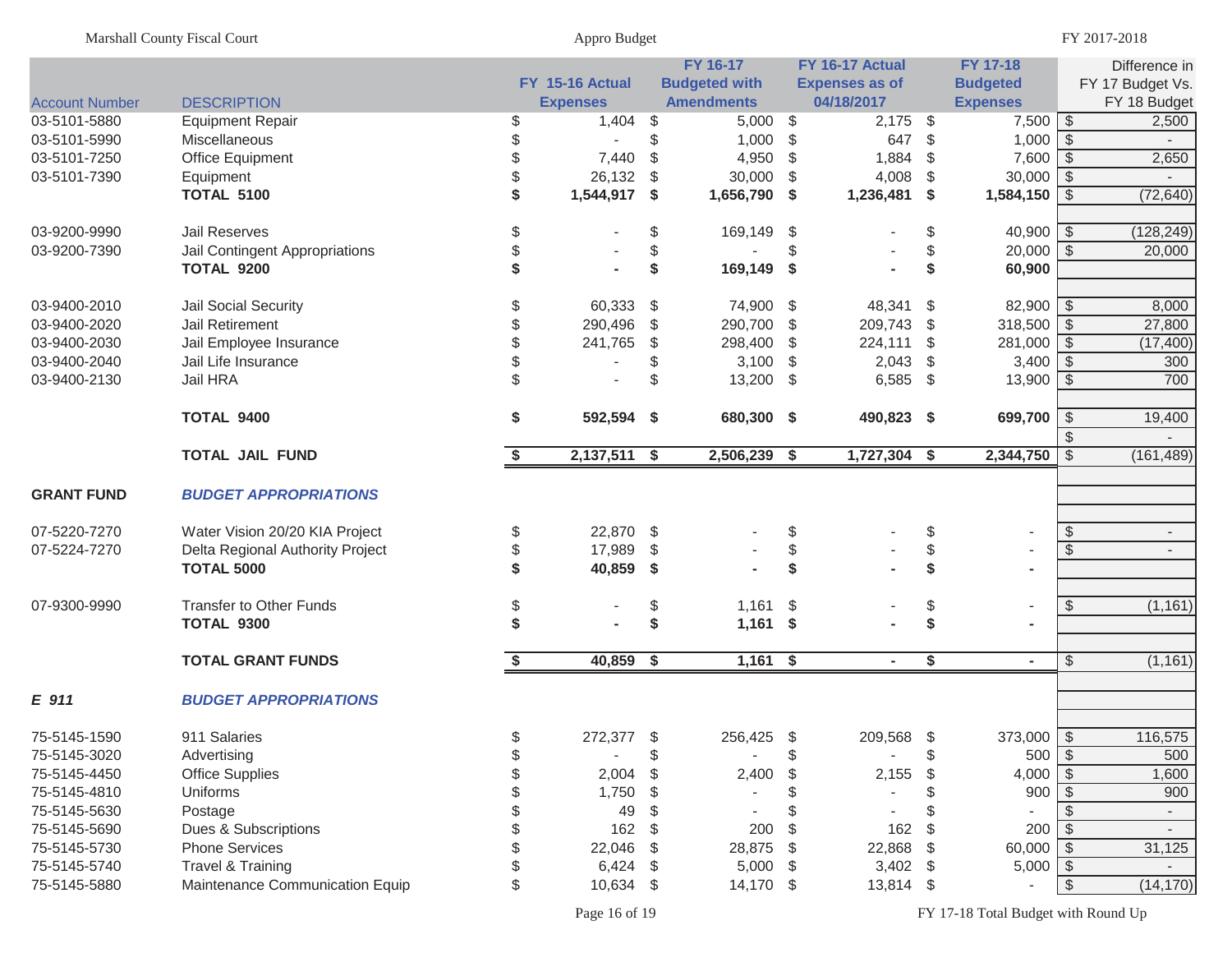| Account Number | DESCRIPTION | FY 15-16 Actual Expenses | FY 16-17 Budgeted with Amendments | FY 16-17 Actual Expenses as of 04/18/2017 | FY 17-18 Budgeted Expenses | Difference in FY 17 Budget Vs. FY 18 Budget |
|---|---|---|---|---|---|---|
| 03-5101-5880 | Equipment Repair | $ 1,404 | $ 5,000 | $ 2,175 | $ 7,500 | $ 2,500 |
| 03-5101-5990 | Miscellaneous | $ - | $ 1,000 | $ 647 | $ 1,000 | $ - |
| 03-5101-7250 | Office Equipment | $ 7,440 | $ 4,950 | $ 1,884 | $ 7,600 | $ 2,650 |
| 03-5101-7390 | Equipment | $ 26,132 | $ 30,000 | $ 4,008 | $ 30,000 | $ - |
| | **TOTAL 5100** | **$ 1,544,917** | **$ 1,656,790** | **$ 1,236,481** | **$ 1,584,150** | $ (72,640) |
| | | | | | | |
| 03-9200-9990 | Jail Reserves | $ - | $ 169,149 | $ - | $ 40,900 | $ (128,249) |
| 03-9200-7390 | Jail Contingent Appropriations | $ - | $ - | $ - | $ 20,000 | $ 20,000 |
| | **TOTAL 9200** | **$ -** | **$ 169,149** | **$ -** | **$ 60,900** | |
| | | | | | | |
| 03-9400-2010 | Jail Social Security | $ 60,333 | $ 74,900 | $ 48,341 | $ 82,900 | $ 8,000 |
| 03-9400-2020 | Jail Retirement | $ 290,496 | $ 290,700 | $ 209,743 | $ 318,500 | $ 27,800 |
| 03-9400-2030 | Jail Employee Insurance | $ 241,765 | $ 298,400 | $ 224,111 | $ 281,000 | $ (17,400) |
| 03-9400-2040 | Jail Life Insurance | $ - | $ 3,100 | $ 2,043 | $ 3,400 | $ 300 |
| 03-9400-2130 | Jail HRA | $ - | $ 13,200 | $ 6,585 | $ 13,900 | $ 700 |
| | | | | | | |
| | **TOTAL 9400** | **$ 592,594** | **$ 680,300** | **$ 490,823** | **$ 699,700** | $ 19,400 |
| | | | | | | $ - |
| | **TOTAL JAIL FUND** | **$ 2,137,511** | **$ 2,506,239** | **$ 1,727,304** | **$ 2,344,750** | $ (161,489) |
| | | | | | | |
| **GRANT FUND** | ***BUDGET APPROPRIATIONS*** | | | | | |
| | | | | | | |
| 07-5220-7270 | Water Vision 20/20 KIA Project | $ 22,870 | $ - | $ - | $ - | $ - |
| 07-5224-7270 | Delta Regional Authority Project | $ 17,989 | $ - | $ - | $ - | $ - |
| | **TOTAL 5000** | **$ 40,859** | **$ -** | **$ -** | **$ -** | |
| | | | | | | |
| 07-9300-9990 | Transfer to Other Funds | $ - | $ 1,161 | $ - | $ - | $ (1,161) |
| | **TOTAL 9300** | **$ -** | **$ 1,161** | **$ -** | **$ -** | |
| | | | | | | |
| | **TOTAL GRANT FUNDS** | **$ 40,859** | **$ 1,161** | **$ -** | **$ -** | $ (1,161) |
| | | | | | | |
| ***E 911*** | ***BUDGET APPROPRIATIONS*** | | | | | |
| | | | | | | |
| 75-5145-1590 | 911 Salaries | $ 272,377 | $ 256,425 | $ 209,568 | $ 373,000 | $ 116,575 |
| 75-5145-3020 | Advertising | $ - | $ - | $ - | $ 500 | $ 500 |
| 75-5145-4450 | Office Supplies | $ 2,004 | $ 2,400 | $ 2,155 | $ 4,000 | $ 1,600 |
| 75-5145-4810 | Uniforms | $ 1,750 | $ - | $ - | $ 900 | $ 900 |
| 75-5145-5630 | Postage | $ 49 | $ - | $ - | $ - | $ - |
| 75-5145-5690 | Dues & Subscriptions | $ 162 | $ 200 | $ 162 | $ 200 | $ - |
| 75-5145-5730 | Phone Services | $ 22,046 | $ 28,875 | $ 22,868 | $ 60,000 | $ 31,125 |
| 75-5145-5740 | Travel & Training | $ 6,424 | $ 5,000 | $ 3,402 | $ 5,000 | $ - |
| 75-5145-5880 | Maintenance Communication Equip | $ 10,634 | $ 14,170 | $ 13,814 | $ - | $ (14,170) |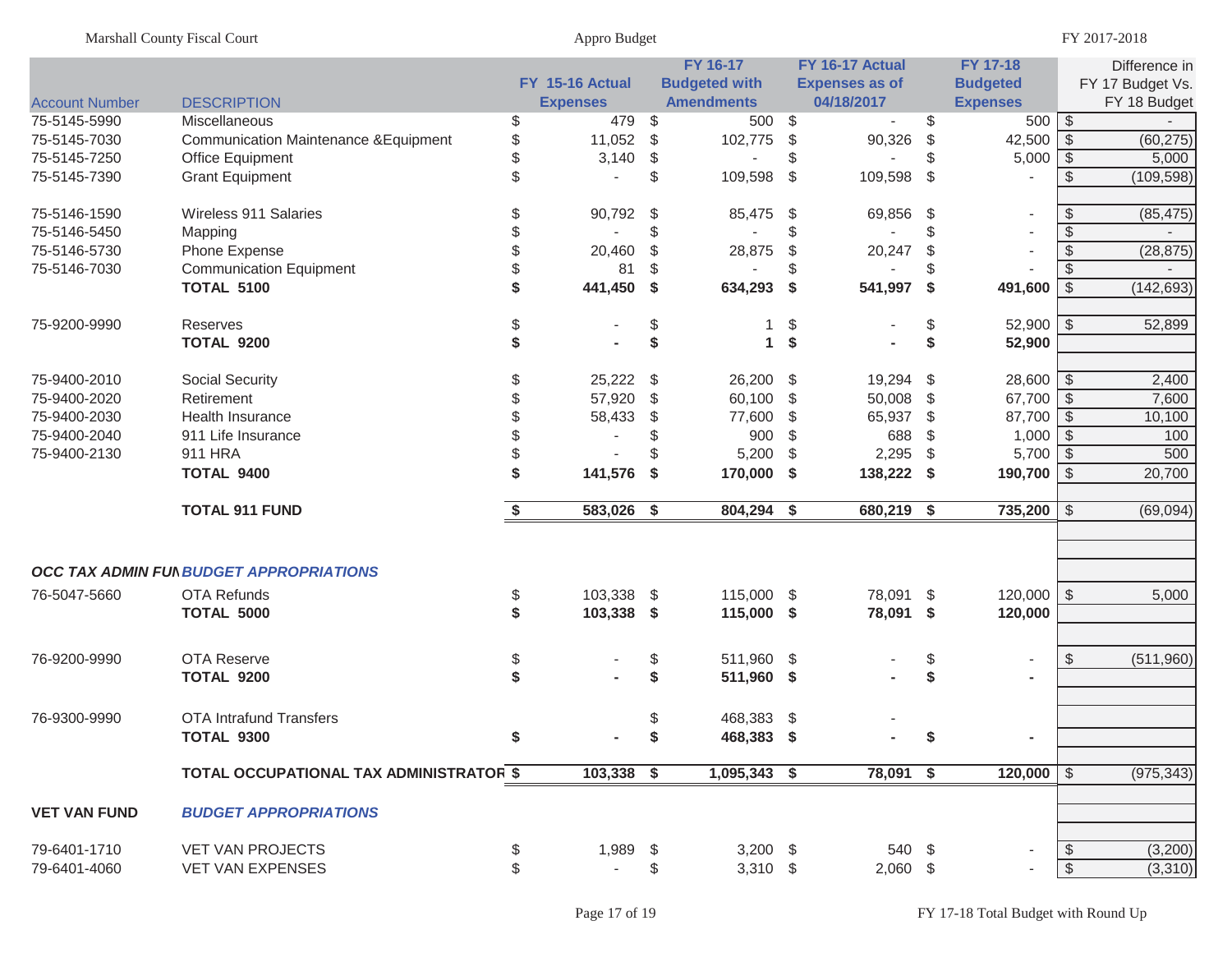| Account Number | DESCRIPTION | FY 15-16 Actual Expenses | FY 16-17 Budgeted with Amendments | FY 16-17 Actual Expenses as of 04/18/2017 | FY 17-18 Budgeted Expenses | Difference in FY 17 Budget Vs. FY 18 Budget |
|---|---|---|---|---|---|---|
| 75-5145-5990 | Miscellaneous | $ 479 | $ 500 | $ - | $ 500 | $ - |
| 75-5145-7030 | Communication Maintenance &Equipment | $ 11,052 | $ 102,775 | $ 90,326 | $ 42,500 | $ (60,275) |
| 75-5145-7250 | Office Equipment | $ 3,140 | $ - | $ - | $ 5,000 | $ 5,000 |
| 75-5145-7390 | Grant Equipment | $ - | $ 109,598 | $ 109,598 | $ - | $ (109,598) |
| | | | | | | |
| 75-5146-1590 | Wireless 911 Salaries | $ 90,792 | $ 85,475 | $ 69,856 | $ - | $ (85,475) |
| 75-5146-5450 | Mapping | $ - | $ - | $ - | $ - | $ - |
| 75-5146-5730 | Phone Expense | $ 20,460 | $ 28,875 | $ 20,247 | $ - | $ (28,875) |
| 75-5146-7030 | Communication Equipment | $ 81 | $ - | $ - | $ - | $ - |
| | **TOTAL 5100** | **$ 441,450** | **$ 634,293** | **$ 541,997** | **$ 491,600** | $ (142,693) |
| | | | | | | |
| 75-9200-9990 | Reserves | $ - | $ 1 | $ - | $ 52,900 | $ 52,899 |
| | **TOTAL 9200** | **$ -** | **$ 1** | **$ -** | **$ 52,900** | |
| | | | | | | |
| 75-9400-2010 | Social Security | $ 25,222 | $ 26,200 | $ 19,294 | $ 28,600 | $ 2,400 |
| 75-9400-2020 | Retirement | $ 57,920 | $ 60,100 | $ 50,008 | $ 67,700 | $ 7,600 |
| 75-9400-2030 | Health Insurance | $ 58,433 | $ 77,600 | $ 65,937 | $ 87,700 | $ 10,100 |
| 75-9400-2040 | 911 Life Insurance | $ - | $ 900 | $ 688 | $ 1,000 | $ 100 |
| 75-9400-2130 | 911 HRA | $ - | $ 5,200 | $ 2,295 | $ 5,700 | $ 500 |
| | **TOTAL 9400** | **$ 141,576** | **$ 170,000** | **$ 138,222** | **$ 190,700** | $ 20,700 |
| | | | | | | |
| | **TOTAL 911 FUND** | **$ 583,026** | **$ 804,294** | **$ 680,219** | **$ 735,200** | $ (69,094) |
| | | | | | | |
| ***OCC TAX ADMIN FUN*** | ***BUDGET APPROPRIATIONS*** | | | | | |
| 76-5047-5660 | OTA Refunds | $ 103,338 | $ 115,000 | $ 78,091 | $ 120,000 | $ 5,000 |
| | **TOTAL 5000** | **$ 103,338** | **$ 115,000** | **$ 78,091** | **$ 120,000** | |
| | | | | | | |
| 76-9200-9990 | OTA Reserve | $ - | $ 511,960 | $ - | $ - | $ (511,960) |
| | **TOTAL 9200** | **$ -** | **$ 511,960** | **$ -** | **$ -** | |
| | | | | | | |
| 76-9300-9990 | OTA Intrafund Transfers | | $ 468,383 | $ - | | |
| | **TOTAL 9300** | **$ -** | **$ 468,383** | **$ -** | **$ -** | |
| | | | | | | |
| | **TOTAL OCCUPATIONAL TAX ADMINISTRATOR** | **$ 103,338** | **$ 1,095,343** | **$ 78,091** | **$ 120,000** | $ (975,343) |
| | | | | | | |
| **VET VAN FUND** | ***BUDGET APPROPRIATIONS*** | | | | | |
| 79-6401-1710 | VET VAN PROJECTS | $ 1,989 | $ 3,200 | $ 540 | $ - | $ (3,200) |
| 79-6401-4060 | VET VAN EXPENSES | $ - | $ 3,310 | $ 2,060 | $ - | $ (3,310) |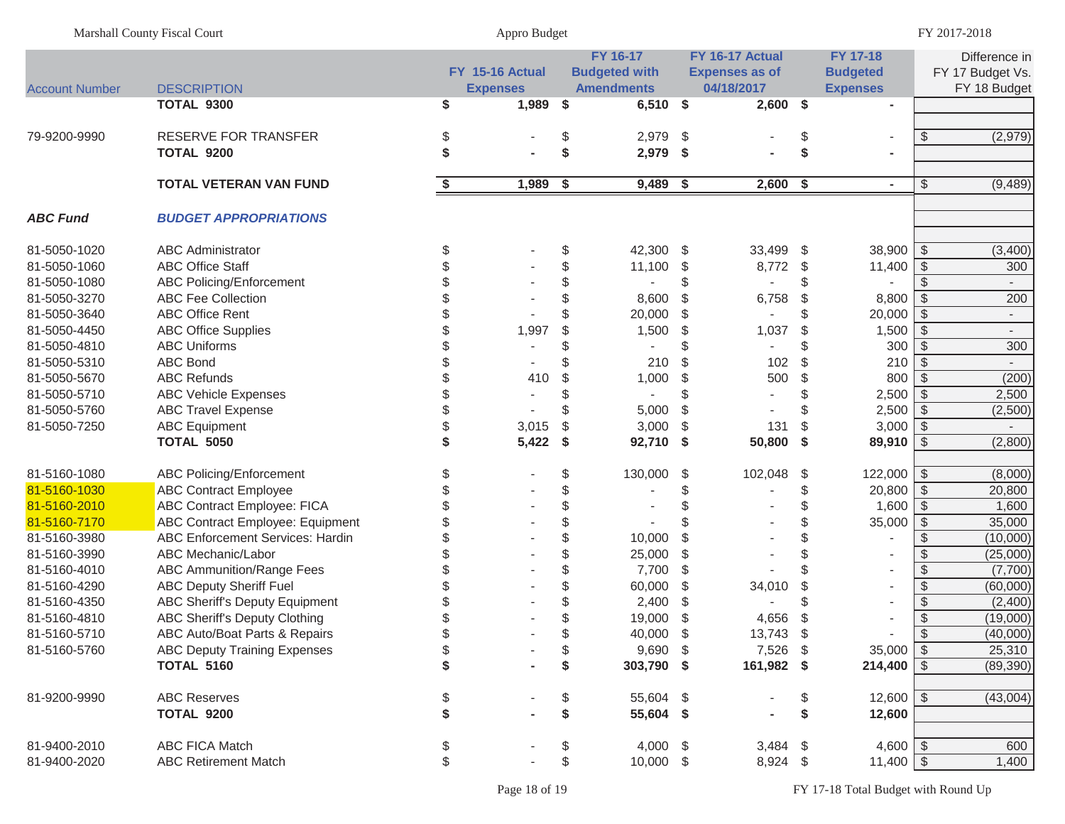| Account Number | DESCRIPTION | FY 15-16 Actual Expenses | FY 16-17 Budgeted with Amendments | FY 16-17 Actual Expenses as of 04/18/2017 | FY 17-18 Budgeted Expenses | Difference in FY 17 Budget Vs. FY 18 Budget |
|---|---|---|---|---|---|---|
| | **TOTAL 9300** | **$ 1,989** | **$ 6,510** | **$ 2,600** | **$ -** | |
| 79-9200-9990 | RESERVE FOR TRANSFER | $ - | $ 2,979 | $ - | $ - | $ (2,979) |
| | **TOTAL 9200** | **$ -** | **$ 2,979** | **$ -** | **$ -** | |
| | **TOTAL VETERAN VAN FUND** | **$ 1,989** | **$ 9,489** | **$ 2,600** | **$ -** | $ (9,489) |
| ***ABC Fund*** | ***BUDGET APPROPRIATIONS*** | | | | | |
| 81-5050-1020 | ABC Administrator | $ - | $ 42,300 | $ 33,499 | $ 38,900 | $ (3,400) |
| 81-5050-1060 | ABC Office Staff | $ - | $ 11,100 | $ 8,772 | $ 11,400 | $ 300 |
| 81-5050-1080 | ABC Policing/Enforcement | $ - | $ - | $ - | $ - | $ - |
| 81-5050-3270 | ABC Fee Collection | $ - | $ 8,600 | $ 6,758 | $ 8,800 | $ 200 |
| 81-5050-3640 | ABC Office Rent | $ - | $ 20,000 | $ - | $ 20,000 | $ - |
| 81-5050-4450 | ABC Office Supplies | $ 1,997 | $ 1,500 | $ 1,037 | $ 1,500 | $ - |
| 81-5050-4810 | ABC Uniforms | $ - | $ - | $ - | $ 300 | $ 300 |
| 81-5050-5310 | ABC Bond | $ - | $ 210 | $ 102 | $ 210 | $ - |
| 81-5050-5670 | ABC Refunds | $ 410 | $ 1,000 | $ 500 | $ 800 | $ (200) |
| 81-5050-5710 | ABC Vehicle Expenses | $ - | $ - | $ - | $ 2,500 | $ 2,500 |
| 81-5050-5760 | ABC Travel Expense | $ - | $ 5,000 | $ - | $ 2,500 | $ (2,500) |
| 81-5050-7250 | ABC Equipment | $ 3,015 | $ 3,000 | $ 131 | $ 3,000 | $ - |
| | **TOTAL 5050** | **$ 5,422** | **$ 92,710** | **$ 50,800** | **$ 89,910** | $ (2,800) |
| 81-5160-1080 | ABC Policing/Enforcement | $ - | $ 130,000 | $ 102,048 | $ 122,000 | $ (8,000) |
| 81-5160-1030 | ABC Contract Employee | $ - | $ - | $ - | $ 20,800 | $ 20,800 |
| 81-5160-2010 | ABC Contract Employee: FICA | $ - | $ - | $ - | $ 1,600 | $ 1,600 |
| 81-5160-7170 | ABC Contract Employee: Equipment | $ - | $ - | $ - | $ 35,000 | $ 35,000 |
| 81-5160-3980 | ABC Enforcement Services: Hardin | $ - | $ 10,000 | $ - | $ - | $ (10,000) |
| 81-5160-3990 | ABC Mechanic/Labor | $ - | $ 25,000 | $ - | $ - | $ (25,000) |
| 81-5160-4010 | ABC Ammunition/Range Fees | $ - | $ 7,700 | $ - | $ - | $ (7,700) |
| 81-5160-4290 | ABC Deputy Sheriff Fuel | $ - | $ 60,000 | $ 34,010 | $ - | $ (60,000) |
| 81-5160-4350 | ABC Sheriff's Deputy Equipment | $ - | $ 2,400 | $ - | $ - | $ (2,400) |
| 81-5160-4810 | ABC Sheriff's Deputy Clothing | $ - | $ 19,000 | $ 4,656 | $ - | $ (19,000) |
| 81-5160-5710 | ABC Auto/Boat Parts & Repairs | $ - | $ 40,000 | $ 13,743 | $ - | $ (40,000) |
| 81-5160-5760 | ABC Deputy Training Expenses | $ - | $ 9,690 | $ 7,526 | $ 35,000 | $ 25,310 |
| | **TOTAL 5160** | **$ -** | **$ 303,790** | **$ 161,982** | **$ 214,400** | $ (89,390) |
| 81-9200-9990 | ABC Reserves | $ - | $ 55,604 | $ - | $ 12,600 | $ (43,004) |
| | **TOTAL 9200** | **$ -** | **$ 55,604** | **$ -** | **$ 12,600** | |
| 81-9400-2010 | ABC FICA Match | $ - | $ 4,000 | $ 3,484 | $ 4,600 | $ 600 |
| 81-9400-2020 | ABC Retirement Match | $ - | $ 10,000 | $ 8,924 | $ 11,400 | $ 1,400 |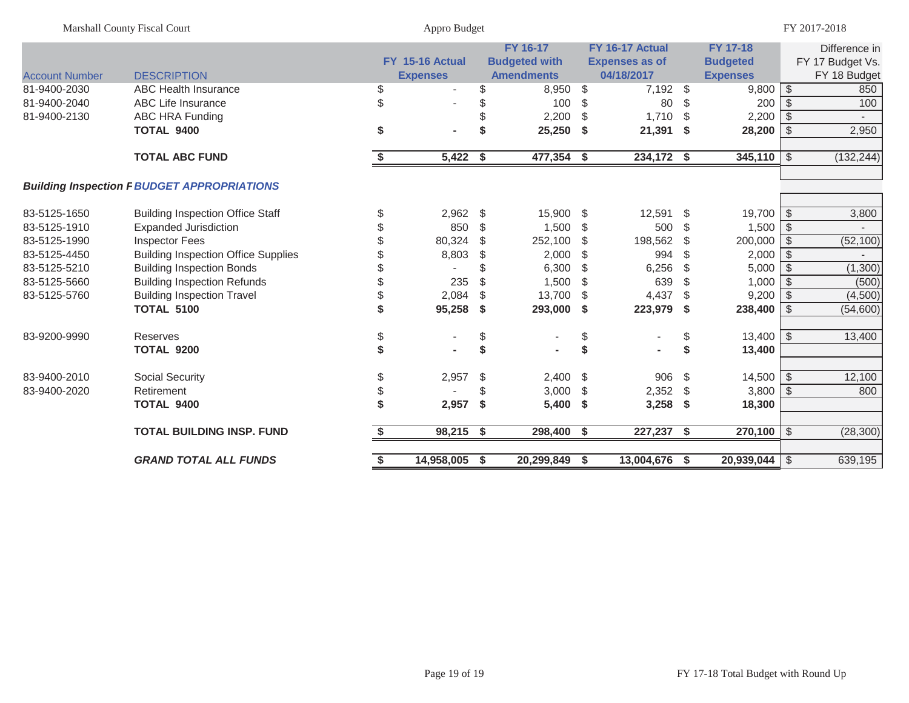| Account Number | DESCRIPTION | FY 15-16 Actual Expenses | FY 16-17 Budgeted with Amendments | FY 16-17 Actual Expenses as of 04/18/2017 | FY 17-18 Budgeted Expenses | Difference in FY 17 Budget Vs. FY 18 Budget |
|---|---|---|---|---|---|---|
| 81-9400-2030 | ABC Health Insurance | $ - | $ 8,950 | $ 7,192 | $ 9,800 | $ 850 |
| 81-9400-2040 | ABC Life Insurance | $ - | $ 100 | $ 80 | $ 200 | $ 100 |
| 81-9400-2130 | ABC HRA Funding | | $ 2,200 | $ 1,710 | $ 2,200 | $ - |
| | **TOTAL 9400** | **$ -** | **$ 25,250** | **$ 21,391** | **$ 28,200** | $ 2,950 |
| | **TOTAL ABC FUND** | **$ 5,422** | **$ 477,354** | **$ 234,172** | **$ 345,110** | $ (132,244) |
| ***Building Inspection F*** | ***BUDGET APPROPRIATIONS*** | | | | | |
| 83-5125-1650 | Building Inspection Office Staff | $ 2,962 | $ 15,900 | $ 12,591 | $ 19,700 | $ 3,800 |
| 83-5125-1910 | Expanded Jurisdiction | $ 850 | $ 1,500 | $ 500 | $ 1,500 | $ - |
| 83-5125-1990 | Inspector Fees | $ 80,324 | $ 252,100 | $ 198,562 | $ 200,000 | $ (52,100) |
| 83-5125-4450 | Building Inspection Office Supplies | $ 8,803 | $ 2,000 | $ 994 | $ 2,000 | $ - |
| 83-5125-5210 | Building Inspection Bonds | $ - | $ 6,300 | $ 6,256 | $ 5,000 | $ (1,300) |
| 83-5125-5660 | Building Inspection Refunds | $ 235 | $ 1,500 | $ 639 | $ 1,000 | $ (500) |
| 83-5125-5760 | Building Inspection Travel | $ 2,084 | $ 13,700 | $ 4,437 | $ 9,200 | $ (4,500) |
| | **TOTAL 5100** | **$ 95,258** | **$ 293,000** | **$ 223,979** | **$ 238,400** | $ (54,600) |
| 83-9200-9990 | Reserves | $ - | $ - | $ - | $ 13,400 | $ 13,400 |
| | **TOTAL 9200** | **$ -** | **$ -** | **$ -** | **$ 13,400** | |
| 83-9400-2010 | Social Security | $ 2,957 | $ 2,400 | $ 906 | $ 14,500 | $ 12,100 |
| 83-9400-2020 | Retirement | $ - | $ 3,000 | $ 2,352 | $ 3,800 | $ 800 |
| | **TOTAL 9400** | **$ 2,957** | **$ 5,400** | **$ 3,258** | **$ 18,300** | |
| | **TOTAL BUILDING INSP. FUND** | **$ 98,215** | **$ 298,400** | **$ 227,237** | **$ 270,100** | $ (28,300) |
| | ***GRAND TOTAL ALL FUNDS*** | **$ 14,958,005** | **$ 20,299,849** | **$ 13,004,676** | **$ 20,939,044** | $ 639,195 |